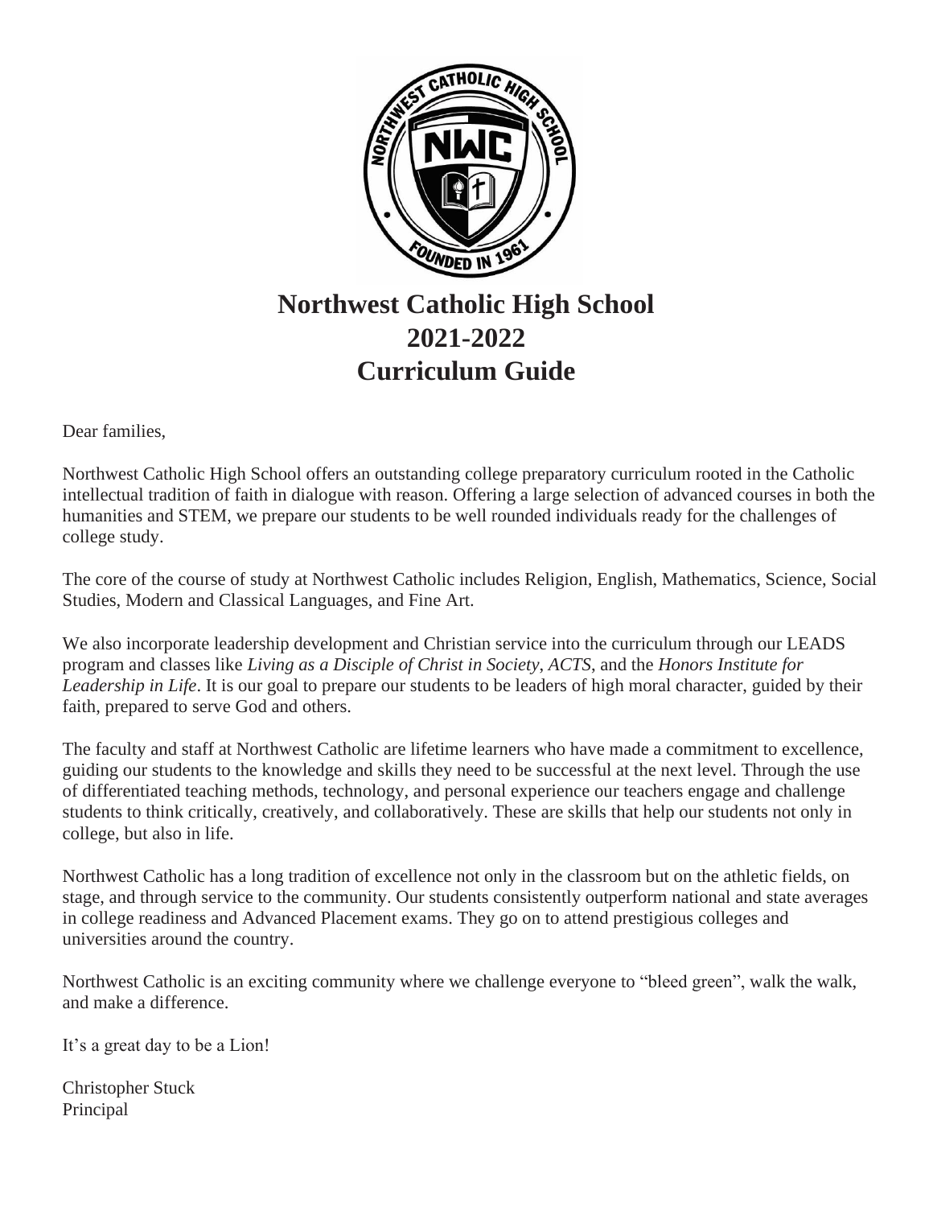# Northwest Catholic High School
# 2021-2022
# Curriculum Guide

Dear families,

Northwest Catholic High School offers an outstanding college preparatory curriculum rooted in the Catholic intellectual tradition of faith in dialogue with reason. Offering a large selection of advanced courses in both the humanities and STEM, we prepare our students to be well rounded individuals ready for the challenges of college study.

The core of the course of study at Northwest Catholic includes Religion, English, Mathematics, Science, Social Studies, Modern and Classical Languages, and Fine Art.

We also incorporate leadership development and Christian service into the curriculum through our LEADS program and classes like *Living as a Disciple of Christ in Society*, *ACTS*, and the *Honors Institute for Leadership in Life*. It is our goal to prepare our students to be leaders of high moral character, guided by their faith, prepared to serve God and others.

The faculty and staff at Northwest Catholic are lifetime learners who have made a commitment to excellence, guiding our students to the knowledge and skills they need to be successful at the next level. Through the use of differentiated teaching methods, technology, and personal experience our teachers engage and challenge students to think critically, creatively, and collaboratively. These are skills that help our students not only in college, but also in life.

Northwest Catholic has a long tradition of excellence not only in the classroom but on the athletic fields, on stage, and through service to the community. Our students consistently outperform national and state averages in college readiness and Advanced Placement exams. They go on to attend prestigious colleges and universities around the country.

Northwest Catholic is an exciting community where we challenge everyone to "bleed green", walk the walk, and make a difference.

It's a great day to be a Lion!

Christopher Stuck
Principal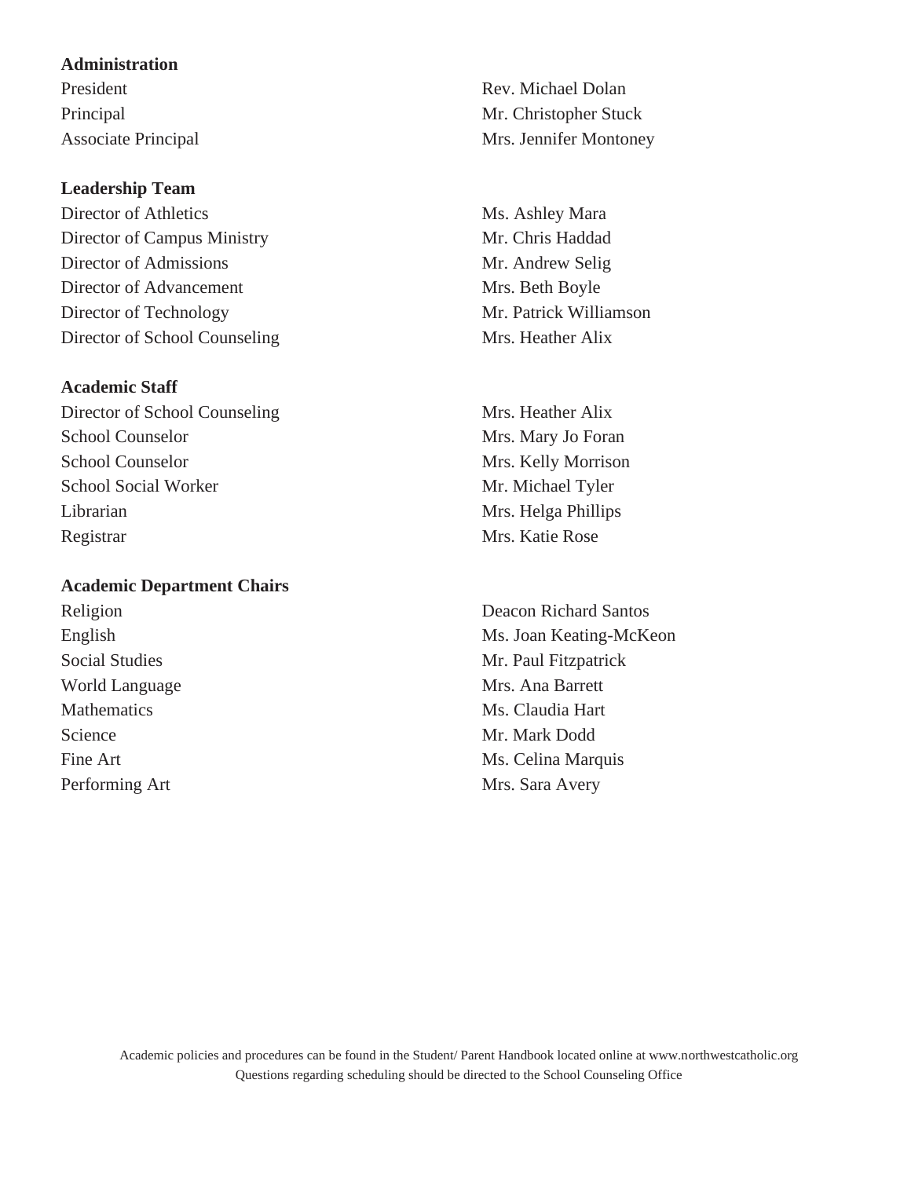## Administration

| | |
|---|---|
| President | Rev. Michael Dolan |
| Principal | Mr. Christopher Stuck |
| Associate Principal | Mrs. Jennifer Montoney |

## Leadership Team

| | |
|---|---|
| Director of Athletics | Ms. Ashley Mara |
| Director of Campus Ministry | Mr. Chris Haddad |
| Director of Admissions | Mr. Andrew Selig |
| Director of Advancement | Mrs. Beth Boyle |
| Director of Technology | Mr. Patrick Williamson |
| Director of School Counseling | Mrs. Heather Alix |

## Academic Staff

| | |
|---|---|
| Director of School Counseling | Mrs. Heather Alix |
| School Counselor | Mrs. Mary Jo Foran |
| School Counselor | Mrs. Kelly Morrison |
| School Social Worker | Mr. Michael Tyler |
| Librarian | Mrs. Helga Phillips |
| Registrar | Mrs. Katie Rose |

## Academic Department Chairs

| | |
|---|---|
| Religion | Deacon Richard Santos |
| English | Ms. Joan Keating-McKeon |
| Social Studies | Mr. Paul Fitzpatrick |
| World Language | Mrs. Ana Barrett |
| Mathematics | Ms. Claudia Hart |
| Science | Mr. Mark Dodd |
| Fine Art | Ms. Celina Marquis |
| Performing Art | Mrs. Sara Avery |

Academic policies and procedures can be found in the Student/ Parent Handbook located online at www.northwestcatholic.org
Questions regarding scheduling should be directed to the School Counseling Office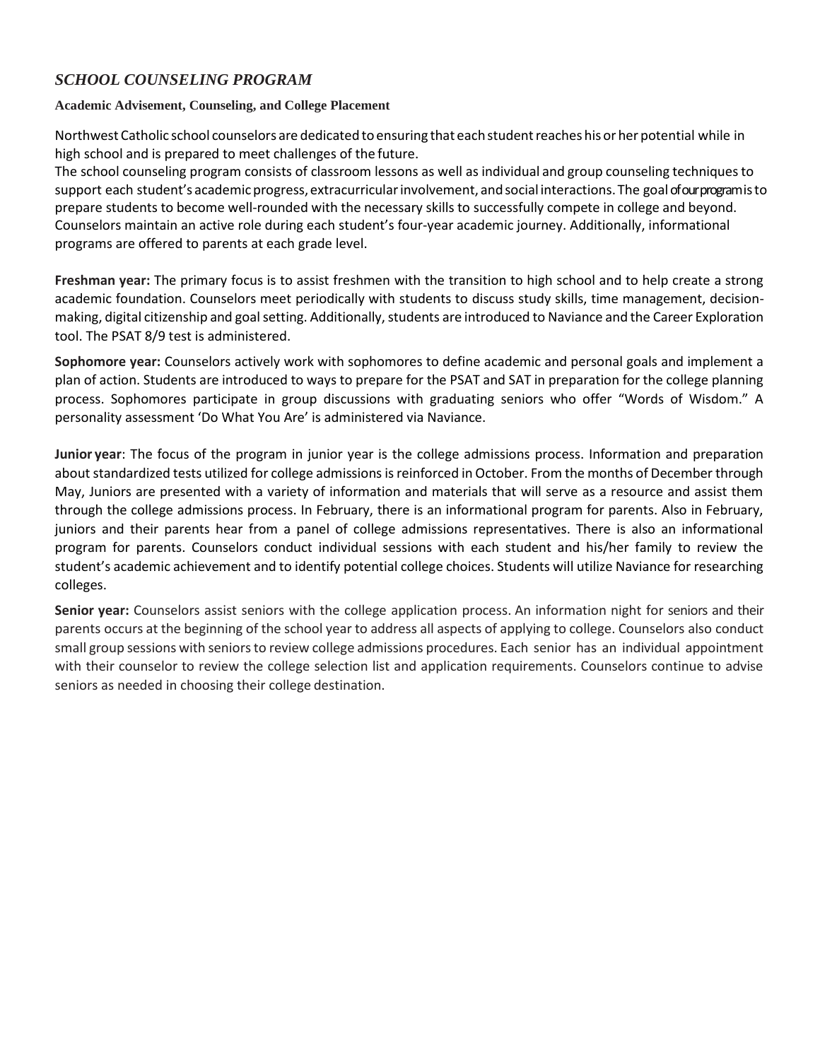## *SCHOOL COUNSELING PROGRAM*

### Academic Advisement, Counseling, and College Placement

Northwest Catholic school counselors are dedicated to ensuring that each student reaches his or her potential while in high school and is prepared to meet challenges of the future.
The school counseling program consists of classroom lessons as well as individual and group counseling techniques to support each student's academic progress, extracurricular involvement, and social interactions. The goal of our program is to prepare students to become well-rounded with the necessary skills to successfully compete in college and beyond. Counselors maintain an active role during each student's four-year academic journey. Additionally, informational programs are offered to parents at each grade level.

**Freshman year:** The primary focus is to assist freshmen with the transition to high school and to help create a strong academic foundation. Counselors meet periodically with students to discuss study skills, time management, decision-making, digital citizenship and goal setting. Additionally, students are introduced to Naviance and the Career Exploration tool. The PSAT 8/9 test is administered.

**Sophomore year:** Counselors actively work with sophomores to define academic and personal goals and implement a plan of action. Students are introduced to ways to prepare for the PSAT and SAT in preparation for the college planning process. Sophomores participate in group discussions with graduating seniors who offer "Words of Wisdom." A personality assessment 'Do What You Are' is administered via Naviance.

**Junior year**: The focus of the program in junior year is the college admissions process. Information and preparation about standardized tests utilized for college admissions is reinforced in October. From the months of December through May, Juniors are presented with a variety of information and materials that will serve as a resource and assist them through the college admissions process. In February, there is an informational program for parents. Also in February, juniors and their parents hear from a panel of college admissions representatives. There is also an informational program for parents. Counselors conduct individual sessions with each student and his/her family to review the student's academic achievement and to identify potential college choices. Students will utilize Naviance for researching colleges.

**Senior year:** Counselors assist seniors with the college application process. An information night for seniors and their parents occurs at the beginning of the school year to address all aspects of applying to college. Counselors also conduct small group sessions with seniors to review college admissions procedures. Each senior has an individual appointment with their counselor to review the college selection list and application requirements. Counselors continue to advise seniors as needed in choosing their college destination.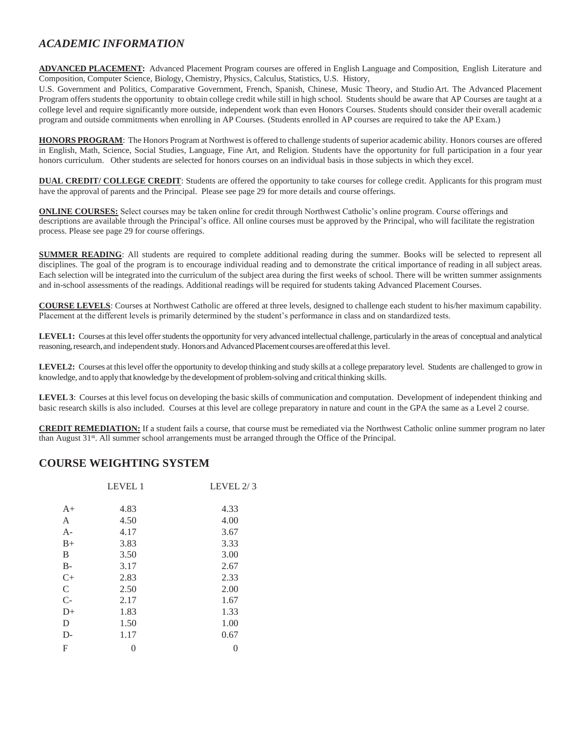## *ACADEMIC INFORMATION*

**ADVANCED PLACEMENT:** Advanced Placement Program courses are offered in English Language and Composition, English Literature and Composition, Computer Science, Biology, Chemistry, Physics, Calculus, Statistics, U.S. History, U.S. Government and Politics, Comparative Government, French, Spanish, Chinese, Music Theory, and Studio Art. The Advanced Placement Program offers students the opportunity to obtain college credit while still in high school. Students should be aware that AP Courses are taught at a college level and require significantly more outside, independent work than even Honors Courses. Students should consider their overall academic program and outside commitments when enrolling in AP Courses. (Students enrolled in AP courses are required to take the AP Exam.)

**HONORS PROGRAM**: The Honors Program at Northwest is offered to challenge students of superior academic ability. Honors courses are offered in English, Math, Science, Social Studies, Language, Fine Art, and Religion. Students have the opportunity for full participation in a four year honors curriculum. Other students are selected for honors courses on an individual basis in those subjects in which they excel.

**DUAL CREDIT/ COLLEGE CREDIT**: Students are offered the opportunity to take courses for college credit. Applicants for this program must have the approval of parents and the Principal. Please see page 29 for more details and course offerings.

**ONLINE COURSES:** Select courses may be taken online for credit through Northwest Catholic's online program. Course offerings and descriptions are available through the Principal's office. All online courses must be approved by the Principal, who will facilitate the registration process. Please see page 29 for course offerings.

**SUMMER READING**: All students are required to complete additional reading during the summer. Books will be selected to represent all disciplines. The goal of the program is to encourage individual reading and to demonstrate the critical importance of reading in all subject areas. Each selection will be integrated into the curriculum of the subject area during the first weeks of school. There will be written summer assignments and in-school assessments of the readings. Additional readings will be required for students taking Advanced Placement Courses.

**COURSE LEVELS**: Courses at Northwest Catholic are offered at three levels, designed to challenge each student to his/her maximum capability. Placement at the different levels is primarily determined by the student's performance in class and on standardized tests.

**LEVEL1:** Courses at this level offer students the opportunity for very advanced intellectual challenge, particularly in the areas of conceptual and analytical reasoning, research, and independent study. Honors and Advanced Placement courses are offered at this level.

**LEVEL2:** Courses at this level offer the opportunity to develop thinking and study skills at a college preparatory level. Students are challenged to grow in knowledge, and to apply that knowledge by the development of problem-solving and critical thinking skills.

**LEVEL 3**: Courses at this level focus on developing the basic skills of communication and computation. Development of independent thinking and basic research skills is also included. Courses at this level are college preparatory in nature and count in the GPA the same as a Level 2 course.

**CREDIT REMEDIATION:** If a student fails a course, that course must be remediated via the Northwest Catholic online summer program no later than August 31st. All summer school arrangements must be arranged through the Office of the Principal.

## COURSE WEIGHTING SYSTEM

| | LEVEL 1 | LEVEL 2/ 3 |
|---|---|---|
| A+ | 4.83 | 4.33 |
| A | 4.50 | 4.00 |
| A- | 4.17 | 3.67 |
| B+ | 3.83 | 3.33 |
| B | 3.50 | 3.00 |
| B- | 3.17 | 2.67 |
| C+ | 2.83 | 2.33 |
| C | 2.50 | 2.00 |
| C- | 2.17 | 1.67 |
| D+ | 1.83 | 1.33 |
| D | 1.50 | 1.00 |
| D- | 1.17 | 0.67 |
| F | 0 | 0 |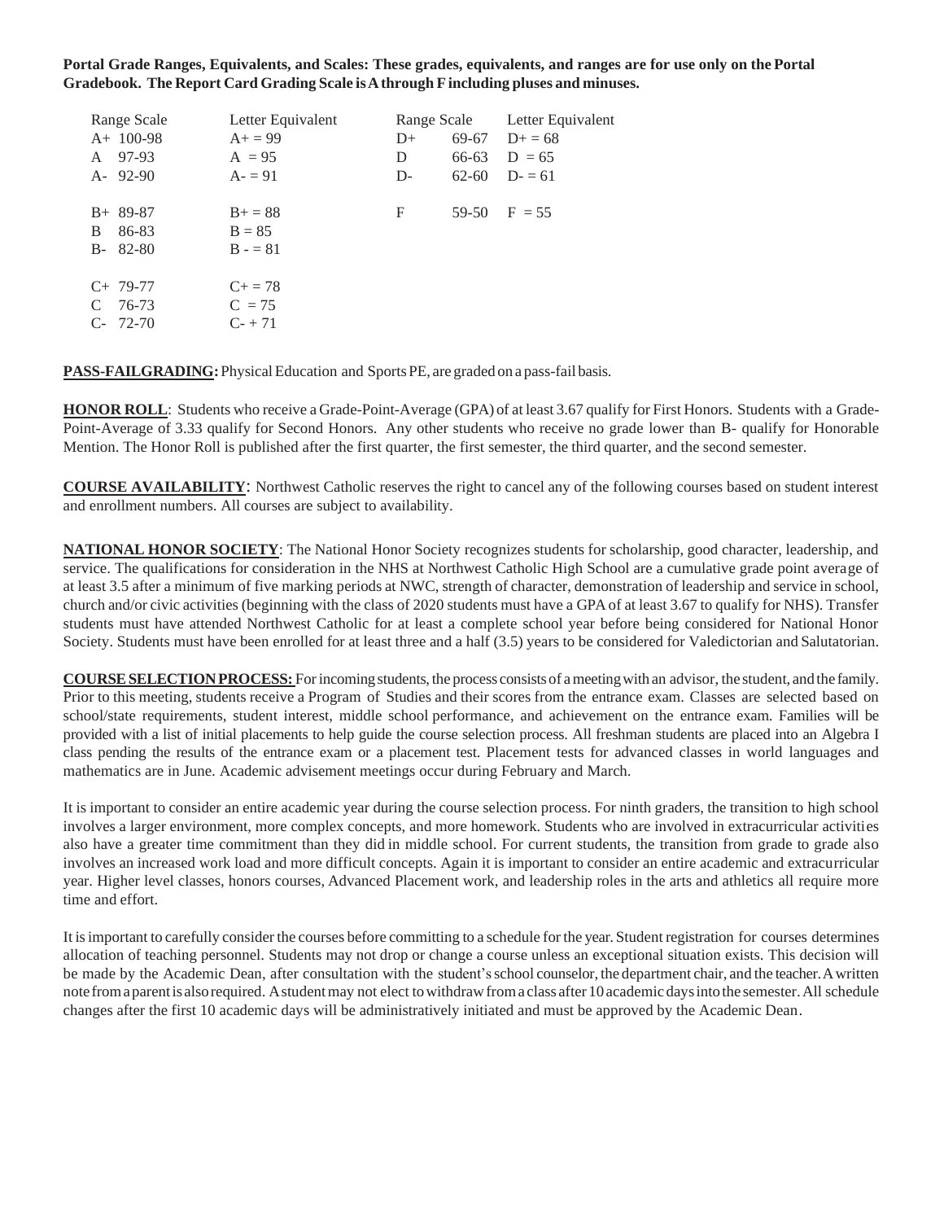**Portal Grade Ranges, Equivalents, and Scales: These grades, equivalents, and ranges are for use only on the Portal Gradebook. The Report Card Grading Scale is A through F including pluses and minuses.**

| Range Scale | Letter Equivalent | Range Scale | | Letter Equivalent |
|---|---|---|---|---|
| A+ 100-98 | A+ = 99 | D+ | 69-67 | D+ = 68 |
| A 97-93 | A = 95 | D | 66-63 | D = 65 |
| A- 92-90 | A- = 91 | D- | 62-60 | D- = 61 |
| B+ 89-87 | B+ = 88 | F | 59-50 | F = 55 |
| B 86-83 | B = 85 | | | |
| B- 82-80 | B - = 81 | | | |
| C+ 79-77 | C+ = 78 | | | |
| C 76-73 | C = 75 | | | |
| C- 72-70 | C- + 71 | | | |

**PASS-FAILGRADING:** Physical Education and Sports PE, are graded on a pass-fail basis.

**HONOR ROLL**: Students who receive a Grade-Point-Average (GPA) of at least 3.67 qualify for First Honors. Students with a Grade-Point-Average of 3.33 qualify for Second Honors. Any other students who receive no grade lower than B- qualify for Honorable Mention. The Honor Roll is published after the first quarter, the first semester, the third quarter, and the second semester.

**COURSE AVAILABILITY**: Northwest Catholic reserves the right to cancel any of the following courses based on student interest and enrollment numbers. All courses are subject to availability.

**NATIONAL HONOR SOCIETY**: The National Honor Society recognizes students for scholarship, good character, leadership, and service. The qualifications for consideration in the NHS at Northwest Catholic High School are a cumulative grade point average of at least 3.5 after a minimum of five marking periods at NWC, strength of character, demonstration of leadership and service in school, church and/or civic activities (beginning with the class of 2020 students must have a GPA of at least 3.67 to qualify for NHS). Transfer students must have attended Northwest Catholic for at least a complete school year before being considered for National Honor Society. Students must have been enrolled for at least three and a half (3.5) years to be considered for Valedictorian and Salutatorian.

**COURSE SELECTION PROCESS:** For incoming students, the process consists of a meeting with an advisor, the student, and the family. Prior to this meeting, students receive a Program of Studies and their scores from the entrance exam. Classes are selected based on school/state requirements, student interest, middle school performance, and achievement on the entrance exam. Families will be provided with a list of initial placements to help guide the course selection process. All freshman students are placed into an Algebra I class pending the results of the entrance exam or a placement test. Placement tests for advanced classes in world languages and mathematics are in June. Academic advisement meetings occur during February and March.

It is important to consider an entire academic year during the course selection process. For ninth graders, the transition to high school involves a larger environment, more complex concepts, and more homework. Students who are involved in extracurricular activities also have a greater time commitment than they did in middle school. For current students, the transition from grade to grade also involves an increased work load and more difficult concepts. Again it is important to consider an entire academic and extracurricular year. Higher level classes, honors courses, Advanced Placement work, and leadership roles in the arts and athletics all require more time and effort.

It is important to carefully consider the courses before committing to a schedule for the year. Student registration for courses determines allocation of teaching personnel. Students may not drop or change a course unless an exceptional situation exists. This decision will be made by the Academic Dean, after consultation with the student's school counselor, the department chair, and the teacher. A written note from a parent is also required. A student may not elect to withdraw from a class after 10 academic days into the semester. All schedule changes after the first 10 academic days will be administratively initiated and must be approved by the Academic Dean.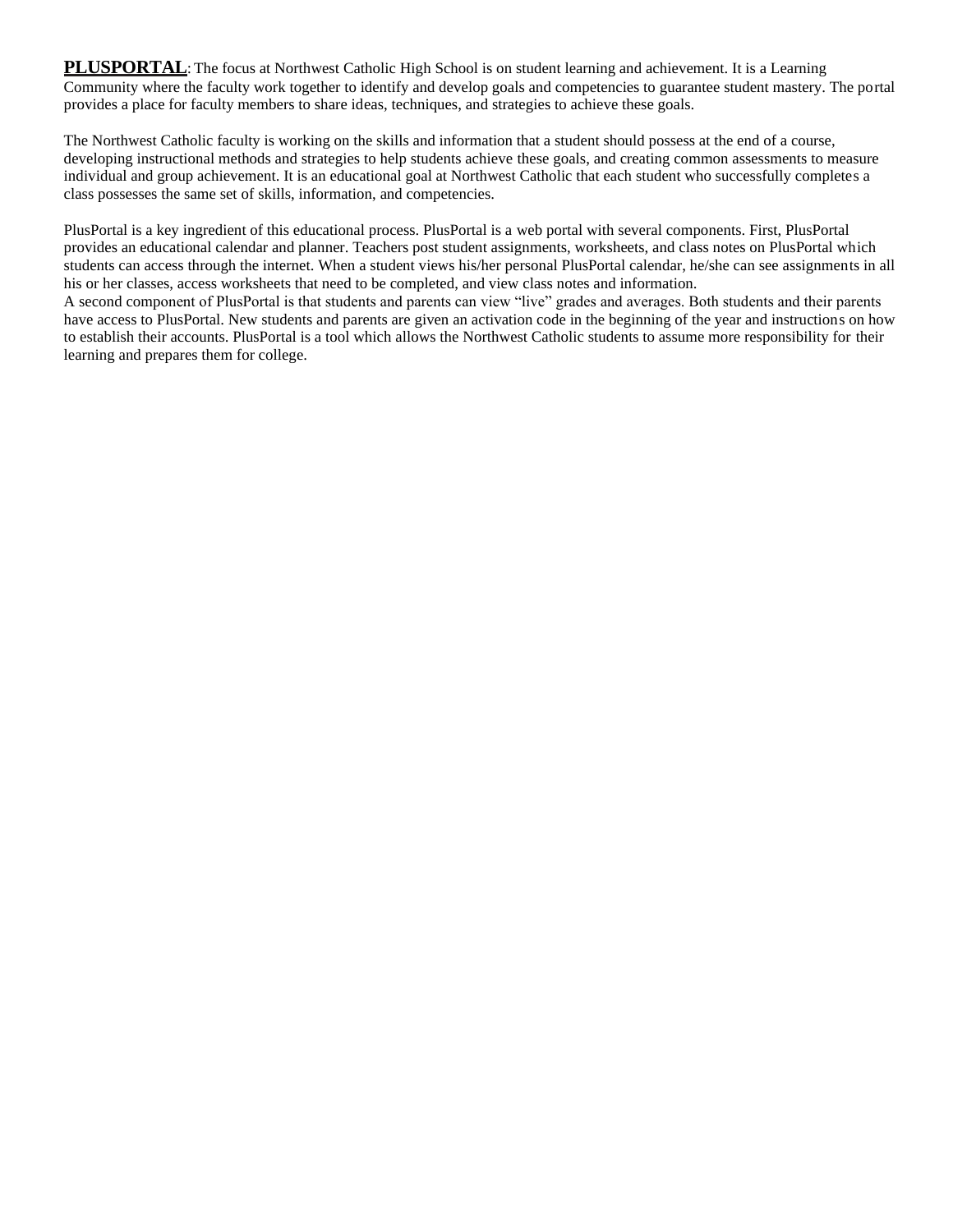**PLUSPORTAL**: The focus at Northwest Catholic High School is on student learning and achievement. It is a Learning Community where the faculty work together to identify and develop goals and competencies to guarantee student mastery. The portal provides a place for faculty members to share ideas, techniques, and strategies to achieve these goals.

The Northwest Catholic faculty is working on the skills and information that a student should possess at the end of a course, developing instructional methods and strategies to help students achieve these goals, and creating common assessments to measure individual and group achievement. It is an educational goal at Northwest Catholic that each student who successfully completes a class possesses the same set of skills, information, and competencies.

PlusPortal is a key ingredient of this educational process. PlusPortal is a web portal with several components. First, PlusPortal provides an educational calendar and planner. Teachers post student assignments, worksheets, and class notes on PlusPortal which students can access through the internet. When a student views his/her personal PlusPortal calendar, he/she can see assignments in all his or her classes, access worksheets that need to be completed, and view class notes and information.
A second component of PlusPortal is that students and parents can view "live" grades and averages. Both students and their parents have access to PlusPortal. New students and parents are given an activation code in the beginning of the year and instructions on how to establish their accounts. PlusPortal is a tool which allows the Northwest Catholic students to assume more responsibility for their learning and prepares them for college.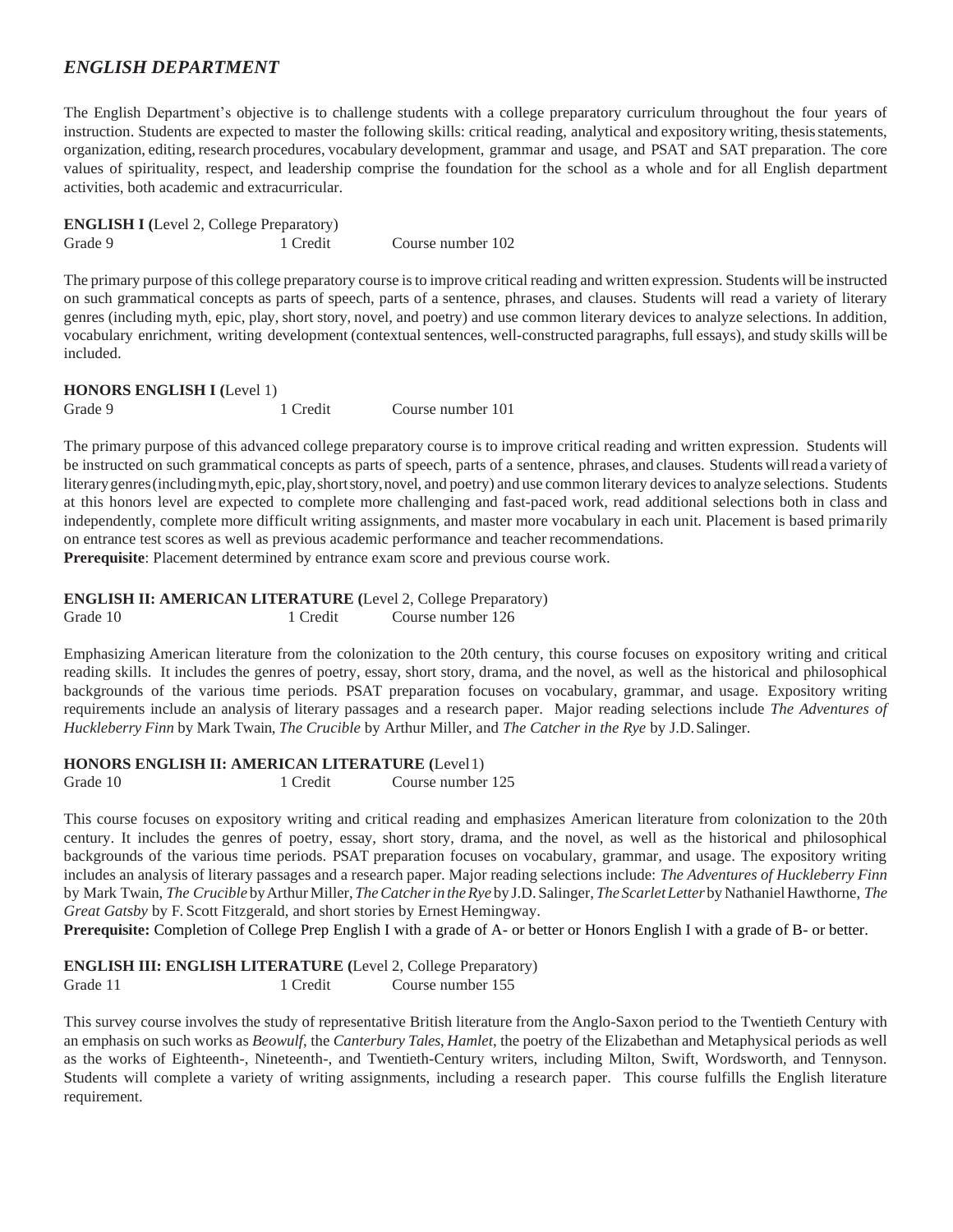## *ENGLISH DEPARTMENT*

The English Department's objective is to challenge students with a college preparatory curriculum throughout the four years of instruction. Students are expected to master the following skills: critical reading, analytical and expository writing, thesis statements, organization, editing, research procedures, vocabulary development, grammar and usage, and PSAT and SAT preparation. The core values of spirituality, respect, and leadership comprise the foundation for the school as a whole and for all English department activities, both academic and extracurricular.

**ENGLISH I (**Level 2, College Preparatory)
Grade 9 1 Credit Course number 102

The primary purpose of this college preparatory course is to improve critical reading and written expression. Students will be instructed on such grammatical concepts as parts of speech, parts of a sentence, phrases, and clauses. Students will read a variety of literary genres (including myth, epic, play, short story, novel, and poetry) and use common literary devices to analyze selections. In addition, vocabulary enrichment, writing development (contextual sentences, well-constructed paragraphs, full essays), and study skills will be included.

**HONORS ENGLISH I (**Level 1)
Grade 9 1 Credit Course number 101

The primary purpose of this advanced college preparatory course is to improve critical reading and written expression. Students will be instructed on such grammatical concepts as parts of speech, parts of a sentence, phrases, and clauses. Students will read a variety of literary genres (including myth, epic, play, short story, novel, and poetry) and use common literary devices to analyze selections. Students at this honors level are expected to complete more challenging and fast-paced work, read additional selections both in class and independently, complete more difficult writing assignments, and master more vocabulary in each unit. Placement is based primarily on entrance test scores as well as previous academic performance and teacher recommendations.
**Prerequisite**: Placement determined by entrance exam score and previous course work.

**ENGLISH II: AMERICAN LITERATURE (**Level 2, College Preparatory)
Grade 10 1 Credit Course number 126

Emphasizing American literature from the colonization to the 20th century, this course focuses on expository writing and critical reading skills. It includes the genres of poetry, essay, short story, drama, and the novel, as well as the historical and philosophical backgrounds of the various time periods. PSAT preparation focuses on vocabulary, grammar, and usage. Expository writing requirements include an analysis of literary passages and a research paper. Major reading selections include *The Adventures of Huckleberry Finn* by Mark Twain, *The Crucible* by Arthur Miller, and *The Catcher in the Rye* by J.D. Salinger.

**HONORS ENGLISH II: AMERICAN LITERATURE (**Level 1)
Grade 10 1 Credit Course number 125

This course focuses on expository writing and critical reading and emphasizes American literature from colonization to the 20th century. It includes the genres of poetry, essay, short story, drama, and the novel, as well as the historical and philosophical backgrounds of the various time periods. PSAT preparation focuses on vocabulary, grammar, and usage. The expository writing includes an analysis of literary passages and a research paper. Major reading selections include: *The Adventures of Huckleberry Finn* by Mark Twain, *The Crucible* by Arthur Miller, *The Catcher in the Rye* by J.D. Salinger, *The Scarlet Letter* by Nathaniel Hawthorne, *The Great Gatsby* by F. Scott Fitzgerald, and short stories by Ernest Hemingway.
**Prerequisite:** Completion of College Prep English I with a grade of A- or better or Honors English I with a grade of B- or better.

**ENGLISH III: ENGLISH LITERATURE (**Level 2, College Preparatory)
Grade 11 1 Credit Course number 155

This survey course involves the study of representative British literature from the Anglo-Saxon period to the Twentieth Century with an emphasis on such works as *Beowulf*, the *Canterbury Tales*, *Hamlet*, the poetry of the Elizabethan and Metaphysical periods as well as the works of Eighteenth-, Nineteenth-, and Twentieth-Century writers, including Milton, Swift, Wordsworth, and Tennyson. Students will complete a variety of writing assignments, including a research paper. This course fulfills the English literature requirement.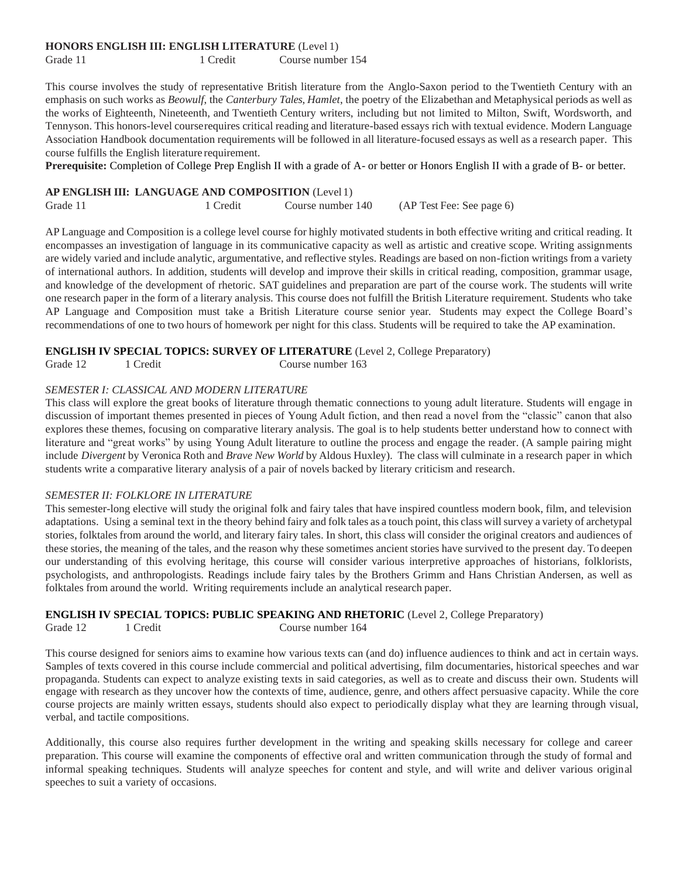**HONORS ENGLISH III: ENGLISH LITERATURE** (Level 1)

Grade 11 1 Credit Course number 154

This course involves the study of representative British literature from the Anglo-Saxon period to the Twentieth Century with an emphasis on such works as *Beowulf*, the *Canterbury Tales*, *Hamlet*, the poetry of the Elizabethan and Metaphysical periods as well as the works of Eighteenth, Nineteenth, and Twentieth Century writers, including but not limited to Milton, Swift, Wordsworth, and Tennyson. This honors-level course requires critical reading and literature-based essays rich with textual evidence. Modern Language Association Handbook documentation requirements will be followed in all literature-focused essays as well as a research paper. This course fulfills the English literature requirement.

**Prerequisite:** Completion of College Prep English II with a grade of A- or better or Honors English II with a grade of B- or better.

**AP ENGLISH III: LANGUAGE AND COMPOSITION** (Level 1)

Grade 11 1 Credit Course number 140 (AP Test Fee: See page 6)

AP Language and Composition is a college level course for highly motivated students in both effective writing and critical reading. It encompasses an investigation of language in its communicative capacity as well as artistic and creative scope. Writing assignments are widely varied and include analytic, argumentative, and reflective styles. Readings are based on non-fiction writings from a variety of international authors. In addition, students will develop and improve their skills in critical reading, composition, grammar usage, and knowledge of the development of rhetoric. SAT guidelines and preparation are part of the course work. The students will write one research paper in the form of a literary analysis. This course does not fulfill the British Literature requirement. Students who take AP Language and Composition must take a British Literature course senior year. Students may expect the College Board's recommendations of one to two hours of homework per night for this class. Students will be required to take the AP examination.

**ENGLISH IV SPECIAL TOPICS: SURVEY OF LITERATURE** (Level 2, College Preparatory)

Grade 12 1 Credit Course number 163

*SEMESTER I: CLASSICAL AND MODERN LITERATURE*

This class will explore the great books of literature through thematic connections to young adult literature. Students will engage in discussion of important themes presented in pieces of Young Adult fiction, and then read a novel from the "classic" canon that also explores these themes, focusing on comparative literary analysis. The goal is to help students better understand how to connect with literature and "great works" by using Young Adult literature to outline the process and engage the reader. (A sample pairing might include *Divergent* by Veronica Roth and *Brave New World* by Aldous Huxley). The class will culminate in a research paper in which students write a comparative literary analysis of a pair of novels backed by literary criticism and research.

*SEMESTER II: FOLKLORE IN LITERATURE*

This semester-long elective will study the original folk and fairy tales that have inspired countless modern book, film, and television adaptations. Using a seminal text in the theory behind fairy and folk tales as a touch point, this class will survey a variety of archetypal stories, folktales from around the world, and literary fairy tales. In short, this class will consider the original creators and audiences of these stories, the meaning of the tales, and the reason why these sometimes ancient stories have survived to the present day. To deepen our understanding of this evolving heritage, this course will consider various interpretive approaches of historians, folklorists, psychologists, and anthropologists. Readings include fairy tales by the Brothers Grimm and Hans Christian Andersen, as well as folktales from around the world. Writing requirements include an analytical research paper.

**ENGLISH IV SPECIAL TOPICS: PUBLIC SPEAKING AND RHETORIC** (Level 2, College Preparatory)

Grade 12 1 Credit Course number 164

This course designed for seniors aims to examine how various texts can (and do) influence audiences to think and act in certain ways. Samples of texts covered in this course include commercial and political advertising, film documentaries, historical speeches and war propaganda. Students can expect to analyze existing texts in said categories, as well as to create and discuss their own. Students will engage with research as they uncover how the contexts of time, audience, genre, and others affect persuasive capacity. While the core course projects are mainly written essays, students should also expect to periodically display what they are learning through visual, verbal, and tactile compositions.

Additionally, this course also requires further development in the writing and speaking skills necessary for college and career preparation. This course will examine the components of effective oral and written communication through the study of formal and informal speaking techniques. Students will analyze speeches for content and style, and will write and deliver various original speeches to suit a variety of occasions.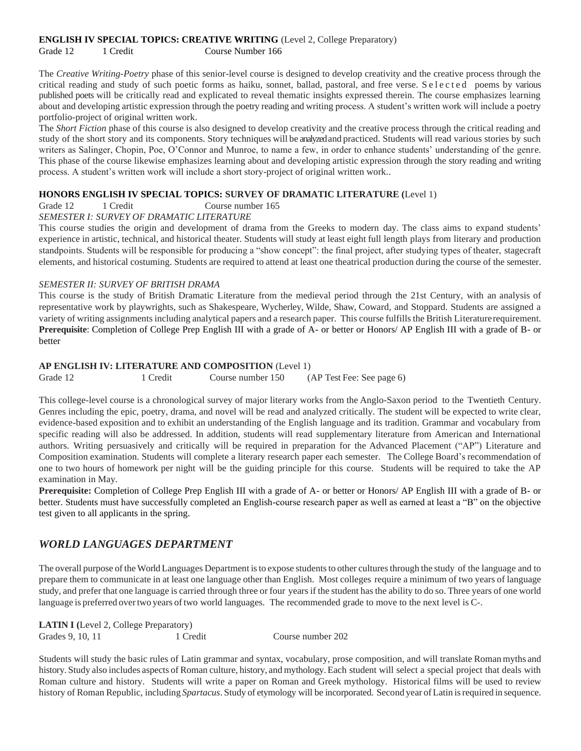**ENGLISH IV SPECIAL TOPICS: CREATIVE WRITING** (Level 2, College Preparatory)

Grade 12 1 Credit Course Number 166

The *Creative Writing-Poetry* phase of this senior-level course is designed to develop creativity and the creative process through the critical reading and study of such poetic forms as haiku, sonnet, ballad, pastoral, and free verse. Selected poems by various published poets will be critically read and explicated to reveal thematic insights expressed therein. The course emphasizes learning about and developing artistic expression through the poetry reading and writing process. A student's written work will include a poetry portfolio-project of original written work.

The *Short Fiction* phase of this course is also designed to develop creativity and the creative process through the critical reading and study of the short story and its components. Story techniques will be analyzed and practiced. Students will read various stories by such writers as Salinger, Chopin, Poe, O'Connor and Munroe, to name a few, in order to enhance students' understanding of the genre. This phase of the course likewise emphasizes learning about and developing artistic expression through the story reading and writing process. A student's written work will include a short story-project of original written work..

**HONORS ENGLISH IV SPECIAL TOPICS: SURVEY OF DRAMATIC LITERATURE (**Level 1)

Grade 12 1 Credit Course number 165

*SEMESTER I: SURVEY OF DRAMATIC LITERATURE*

This course studies the origin and development of drama from the Greeks to modern day. The class aims to expand students' experience in artistic, technical, and historical theater. Students will study at least eight full length plays from literary and production standpoints. Students will be responsible for producing a "show concept": the final project, after studying types of theater, stagecraft elements, and historical costuming. Students are required to attend at least one theatrical production during the course of the semester.

*SEMESTER II: SURVEY OF BRITISH DRAMA*

This course is the study of British Dramatic Literature from the medieval period through the 21st Century, with an analysis of representative work by playwrights, such as Shakespeare, Wycherley, Wilde, Shaw, Coward, and Stoppard. Students are assigned a variety of writing assignments including analytical papers and a research paper. This course fulfills the British Literature requirement.

**Prerequisite**: Completion of College Prep English III with a grade of A- or better or Honors/ AP English III with a grade of B- or better

**AP ENGLISH IV: LITERATURE AND COMPOSITION** (Level 1)

Grade 12 1 Credit Course number 150 (AP Test Fee: See page 6)

This college-level course is a chronological survey of major literary works from the Anglo-Saxon period to the Twentieth Century. Genres including the epic, poetry, drama, and novel will be read and analyzed critically. The student will be expected to write clear, evidence-based exposition and to exhibit an understanding of the English language and its tradition. Grammar and vocabulary from specific reading will also be addressed. In addition, students will read supplementary literature from American and International authors. Writing persuasively and critically will be required in preparation for the Advanced Placement ("AP") Literature and Composition examination. Students will complete a literary research paper each semester. The College Board's recommendation of one to two hours of homework per night will be the guiding principle for this course. Students will be required to take the AP examination in May.

**Prerequisite:** Completion of College Prep English III with a grade of A- or better or Honors/ AP English III with a grade of B- or better. Students must have successfully completed an English-course research paper as well as earned at least a "B" on the objective test given to all applicants in the spring.

## *WORLD LANGUAGES DEPARTMENT*

The overall purpose of the World Languages Department is to expose students to other cultures through the study of the language and to prepare them to communicate in at least one language other than English. Most colleges require a minimum of two years of language study, and prefer that one language is carried through three or four years if the student has the ability to do so. Three years of one world language is preferred over two years of two world languages. The recommended grade to move to the next level is C-.

**LATIN I (**Level 2, College Preparatory)

Grades 9, 10, 11 1 Credit Course number 202

Students will study the basic rules of Latin grammar and syntax, vocabulary, prose composition, and will translate Roman myths and history. Study also includes aspects of Roman culture, history, and mythology. Each student will select a special project that deals with Roman culture and history. Students will write a paper on Roman and Greek mythology. Historical films will be used to review history of Roman Republic, including *Spartacus*. Study of etymology will be incorporated. Second year of Latin is required in sequence.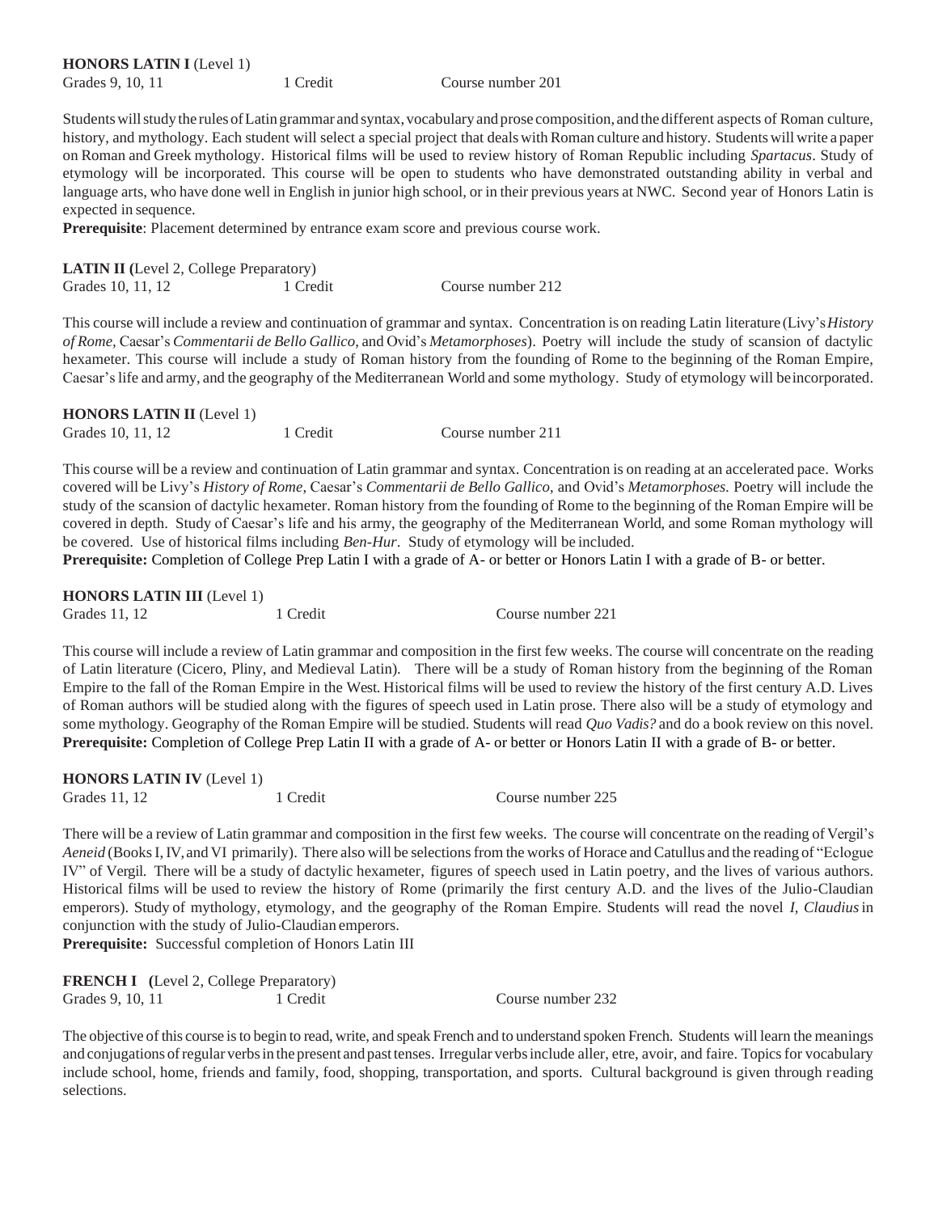**HONORS LATIN I** (Level 1)
Grades 9, 10, 11 1 Credit Course number 201

Students will study the rules of Latin grammar and syntax, vocabulary and prose composition, and the different aspects of Roman culture, history, and mythology. Each student will select a special project that deals with Roman culture and history. Students will write a paper on Roman and Greek mythology. Historical films will be used to review history of Roman Republic including *Spartacus*. Study of etymology will be incorporated. This course will be open to students who have demonstrated outstanding ability in verbal and language arts, who have done well in English in junior high school, or in their previous years at NWC. Second year of Honors Latin is expected in sequence.
**Prerequisite**: Placement determined by entrance exam score and previous course work.

**LATIN II (**Level 2, College Preparatory)
Grades 10, 11, 12 1 Credit Course number 212

This course will include a review and continuation of grammar and syntax. Concentration is on reading Latin literature (Livy's *History of Rome*, Caesar's *Commentarii de Bello Gallico*, and Ovid's *Metamorphoses*). Poetry will include the study of scansion of dactylic hexameter. This course will include a study of Roman history from the founding of Rome to the beginning of the Roman Empire, Caesar's life and army, and the geography of the Mediterranean World and some mythology. Study of etymology will be incorporated.

**HONORS LATIN II** (Level 1)
Grades 10, 11, 12 1 Credit Course number 211

This course will be a review and continuation of Latin grammar and syntax. Concentration is on reading at an accelerated pace. Works covered will be Livy's *History of Rome*, Caesar's *Commentarii de Bello Gallico*, and Ovid's *Metamorphoses.* Poetry will include the study of the scansion of dactylic hexameter. Roman history from the founding of Rome to the beginning of the Roman Empire will be covered in depth. Study of Caesar's life and his army, the geography of the Mediterranean World, and some Roman mythology will be covered. Use of historical films including *Ben-Hur*. Study of etymology will be included.
**Prerequisite:** Completion of College Prep Latin I with a grade of A- or better or Honors Latin I with a grade of B- or better.

**HONORS LATIN III** (Level 1)
Grades 11, 12 1 Credit Course number 221

This course will include a review of Latin grammar and composition in the first few weeks. The course will concentrate on the reading of Latin literature (Cicero, Pliny, and Medieval Latin). There will be a study of Roman history from the beginning of the Roman Empire to the fall of the Roman Empire in the West. Historical films will be used to review the history of the first century A.D. Lives of Roman authors will be studied along with the figures of speech used in Latin prose. There also will be a study of etymology and some mythology. Geography of the Roman Empire will be studied. Students will read *Quo Vadis?* and do a book review on this novel.
**Prerequisite:** Completion of College Prep Latin II with a grade of A- or better or Honors Latin II with a grade of B- or better.

**HONORS LATIN IV** (Level 1)
Grades 11, 12 1 Credit Course number 225

There will be a review of Latin grammar and composition in the first few weeks. The course will concentrate on the reading of Vergil's *Aeneid* (Books I, IV, and VI primarily). There also will be selections from the works of Horace and Catullus and the reading of "Eclogue IV" of Vergil. There will be a study of dactylic hexameter, figures of speech used in Latin poetry, and the lives of various authors. Historical films will be used to review the history of Rome (primarily the first century A.D. and the lives of the Julio-Claudian emperors). Study of mythology, etymology, and the geography of the Roman Empire. Students will read the novel *I, Claudius* in conjunction with the study of Julio-Claudian emperors.
**Prerequisite:** Successful completion of Honors Latin III

**FRENCH I (**Level 2, College Preparatory)
Grades 9, 10, 11 1 Credit Course number 232

The objective of this course is to begin to read, write, and speak French and to understand spoken French. Students will learn the meanings and conjugations of regular verbs in the present and past tenses. Irregular verbs include aller, etre, avoir, and faire. Topics for vocabulary include school, home, friends and family, food, shopping, transportation, and sports. Cultural background is given through reading selections.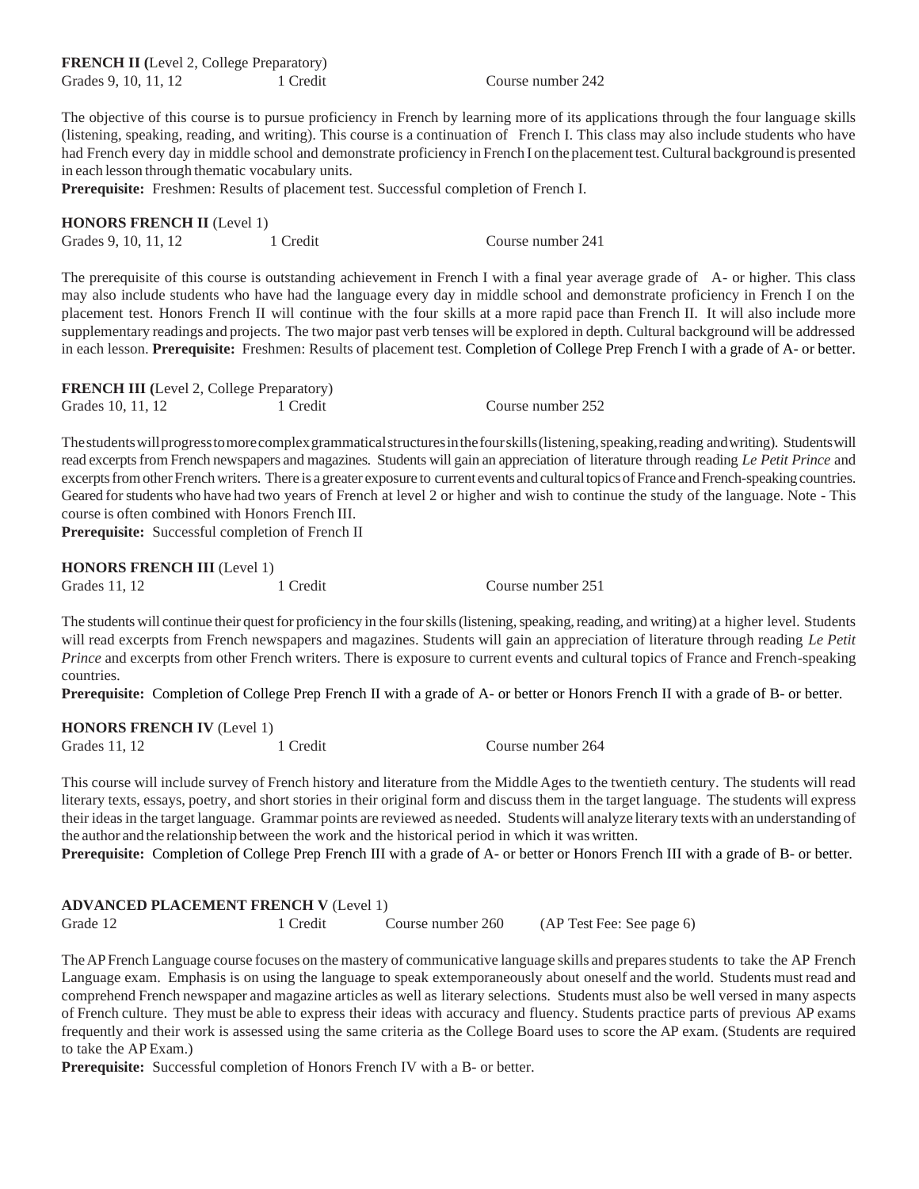**FRENCH II (**Level 2, College Preparatory)

Grades 9, 10, 11, 12 1 Credit Course number 242

The objective of this course is to pursue proficiency in French by learning more of its applications through the four language skills (listening, speaking, reading, and writing). This course is a continuation of French I. This class may also include students who have had French every day in middle school and demonstrate proficiency in French I on the placement test. Cultural background is presented in each lesson through thematic vocabulary units.

**Prerequisite:** Freshmen: Results of placement test. Successful completion of French I.

**HONORS FRENCH II** (Level 1)

Grades 9, 10, 11, 12 1 Credit Course number 241

The prerequisite of this course is outstanding achievement in French I with a final year average grade of A- or higher. This class may also include students who have had the language every day in middle school and demonstrate proficiency in French I on the placement test. Honors French II will continue with the four skills at a more rapid pace than French II. It will also include more supplementary readings and projects. The two major past verb tenses will be explored in depth. Cultural background will be addressed in each lesson. **Prerequisite:** Freshmen: Results of placement test. Completion of College Prep French I with a grade of A- or better.

**FRENCH III (**Level 2, College Preparatory)

Grades 10, 11, 12 1 Credit Course number 252

The students will progress to more complex grammatical structures in the four skills (listening, speaking, reading and writing). Students will read excerpts from French newspapers and magazines. Students will gain an appreciation of literature through reading *Le Petit Prince* and excerpts from other French writers. There is a greater exposure to current events and cultural topics of France and French-speaking countries. Geared for students who have had two years of French at level 2 or higher and wish to continue the study of the language. Note - This course is often combined with Honors French III.

**Prerequisite:** Successful completion of French II

**HONORS FRENCH III** (Level 1)

Grades 11, 12 1 Credit Course number 251

The students will continue their quest for proficiency in the four skills (listening, speaking, reading, and writing) at a higher level. Students will read excerpts from French newspapers and magazines. Students will gain an appreciation of literature through reading *Le Petit Prince* and excerpts from other French writers. There is exposure to current events and cultural topics of France and French-speaking countries.

**Prerequisite:** Completion of College Prep French II with a grade of A- or better or Honors French II with a grade of B- or better.

**HONORS FRENCH IV** (Level 1)

Grades 11, 12 1 Credit Course number 264

This course will include survey of French history and literature from the Middle Ages to the twentieth century. The students will read literary texts, essays, poetry, and short stories in their original form and discuss them in the target language. The students will express their ideas in the target language. Grammar points are reviewed as needed. Students will analyze literary texts with an understanding of the author and the relationship between the work and the historical period in which it was written.

**Prerequisite:** Completion of College Prep French III with a grade of A- or better or Honors French III with a grade of B- or better.

**ADVANCED PLACEMENT FRENCH V** (Level 1)

Grade 12 1 Credit Course number 260 (AP Test Fee: See page 6)

The AP French Language course focuses on the mastery of communicative language skills and prepares students to take the AP French Language exam. Emphasis is on using the language to speak extemporaneously about oneself and the world. Students must read and comprehend French newspaper and magazine articles as well as literary selections. Students must also be well versed in many aspects of French culture. They must be able to express their ideas with accuracy and fluency. Students practice parts of previous AP exams frequently and their work is assessed using the same criteria as the College Board uses to score the AP exam. (Students are required to take the AP Exam.)

**Prerequisite:** Successful completion of Honors French IV with a B- or better.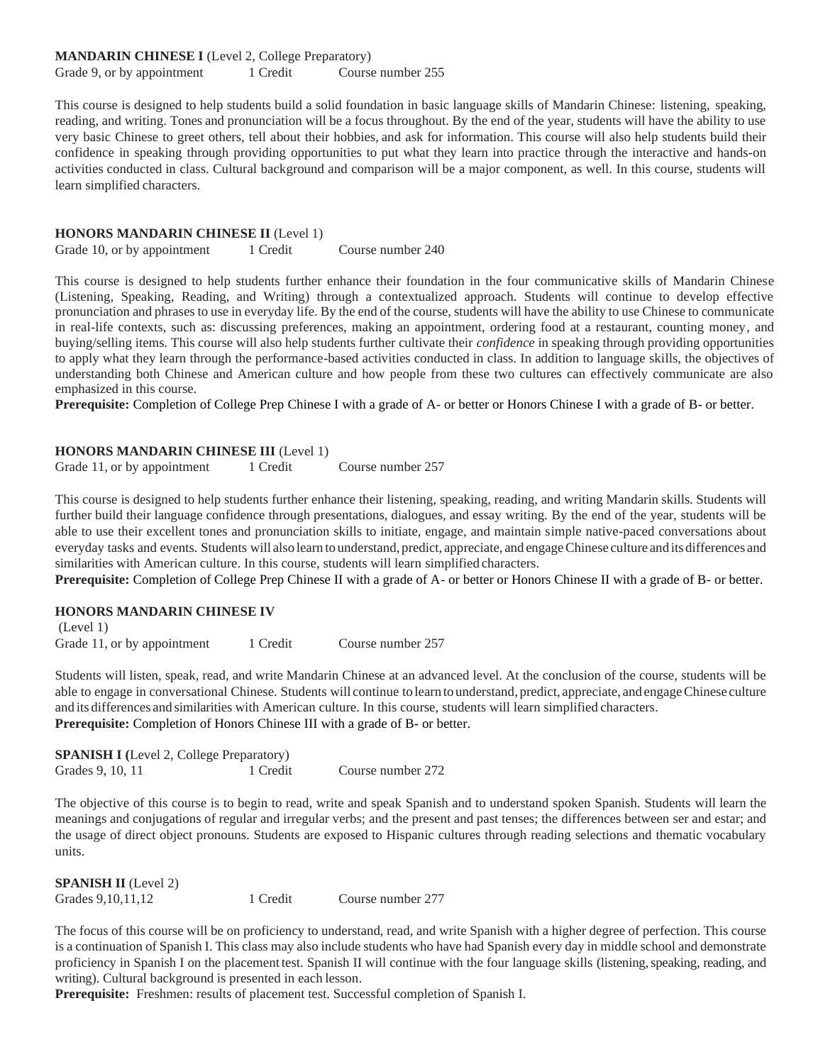**MANDARIN CHINESE I** (Level 2, College Preparatory)
Grade 9, or by appointment 1 Credit Course number 255

This course is designed to help students build a solid foundation in basic language skills of Mandarin Chinese: listening, speaking, reading, and writing. Tones and pronunciation will be a focus throughout. By the end of the year, students will have the ability to use very basic Chinese to greet others, tell about their hobbies, and ask for information. This course will also help students build their confidence in speaking through providing opportunities to put what they learn into practice through the interactive and hands-on activities conducted in class. Cultural background and comparison will be a major component, as well. In this course, students will learn simplified characters.

**HONORS MANDARIN CHINESE II** (Level 1)
Grade 10, or by appointment 1 Credit Course number 240

This course is designed to help students further enhance their foundation in the four communicative skills of Mandarin Chinese (Listening, Speaking, Reading, and Writing) through a contextualized approach. Students will continue to develop effective pronunciation and phrases to use in everyday life. By the end of the course, students will have the ability to use Chinese to communicate in real-life contexts, such as: discussing preferences, making an appointment, ordering food at a restaurant, counting money, and buying/selling items. This course will also help students further cultivate their *confidence* in speaking through providing opportunities to apply what they learn through the performance-based activities conducted in class. In addition to language skills, the objectives of understanding both Chinese and American culture and how people from these two cultures can effectively communicate are also emphasized in this course.
**Prerequisite:** Completion of College Prep Chinese I with a grade of A- or better or Honors Chinese I with a grade of B- or better.

**HONORS MANDARIN CHINESE III** (Level 1)
Grade 11, or by appointment 1 Credit Course number 257

This course is designed to help students further enhance their listening, speaking, reading, and writing Mandarin skills. Students will further build their language confidence through presentations, dialogues, and essay writing. By the end of the year, students will be able to use their excellent tones and pronunciation skills to initiate, engage, and maintain simple native-paced conversations about everyday tasks and events. Students will also learn to understand, predict, appreciate, and engage Chinese culture and its differences and similarities with American culture. In this course, students will learn simplified characters.
**Prerequisite:** Completion of College Prep Chinese II with a grade of A- or better or Honors Chinese II with a grade of B- or better.

**HONORS MANDARIN CHINESE IV**
(Level 1)
Grade 11, or by appointment 1 Credit Course number 257

Students will listen, speak, read, and write Mandarin Chinese at an advanced level. At the conclusion of the course, students will be able to engage in conversational Chinese. Students will continue to learn to understand, predict, appreciate, and engage Chinese culture and its differences and similarities with American culture. In this course, students will learn simplified characters.
**Prerequisite:** Completion of Honors Chinese III with a grade of B- or better.

**SPANISH I (**Level 2, College Preparatory)
Grades 9, 10, 11 1 Credit Course number 272

The objective of this course is to begin to read, write and speak Spanish and to understand spoken Spanish. Students will learn the meanings and conjugations of regular and irregular verbs; and the present and past tenses; the differences between ser and estar; and the usage of direct object pronouns. Students are exposed to Hispanic cultures through reading selections and thematic vocabulary units.

**SPANISH II** (Level 2)
Grades 9,10,11,12 1 Credit Course number 277

The focus of this course will be on proficiency to understand, read, and write Spanish with a higher degree of perfection. This course is a continuation of Spanish I. This class may also include students who have had Spanish every day in middle school and demonstrate proficiency in Spanish I on the placement test. Spanish II will continue with the four language skills (listening, speaking, reading, and writing). Cultural background is presented in each lesson.
**Prerequisite:** Freshmen: results of placement test. Successful completion of Spanish I.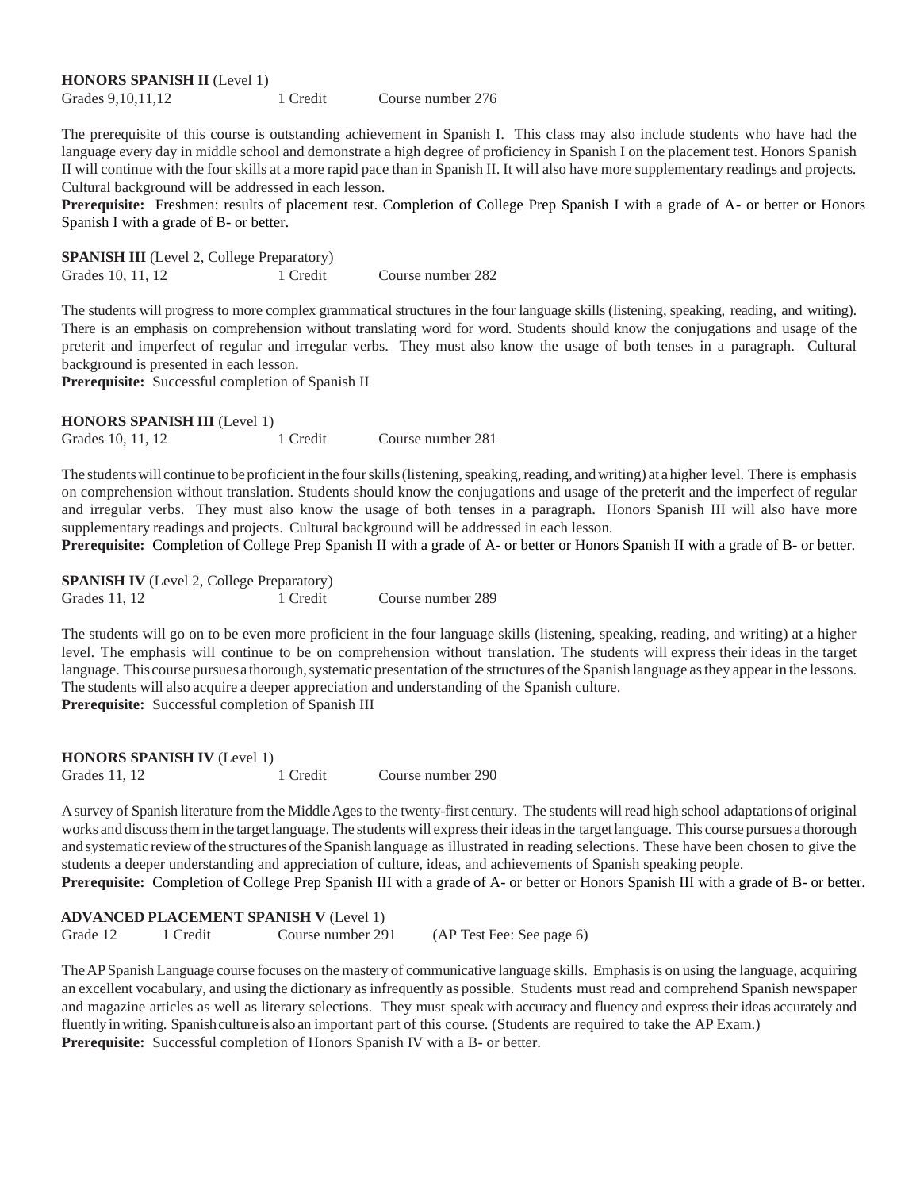**HONORS SPANISH II** (Level 1)
Grades 9,10,11,12 1 Credit Course number 276

The prerequisite of this course is outstanding achievement in Spanish I. This class may also include students who have had the language every day in middle school and demonstrate a high degree of proficiency in Spanish I on the placement test. Honors Spanish II will continue with the four skills at a more rapid pace than in Spanish II. It will also have more supplementary readings and projects. Cultural background will be addressed in each lesson.
**Prerequisite:** Freshmen: results of placement test. Completion of College Prep Spanish I with a grade of A- or better or Honors Spanish I with a grade of B- or better.

**SPANISH III** (Level 2, College Preparatory)
Grades 10, 11, 12 1 Credit Course number 282

The students will progress to more complex grammatical structures in the four language skills (listening, speaking, reading, and writing). There is an emphasis on comprehension without translating word for word. Students should know the conjugations and usage of the preterit and imperfect of regular and irregular verbs. They must also know the usage of both tenses in a paragraph. Cultural background is presented in each lesson.
**Prerequisite:** Successful completion of Spanish II

**HONORS SPANISH III** (Level 1)
Grades 10, 11, 12 1 Credit Course number 281

The students will continue to be proficient in the four skills (listening, speaking, reading, and writing) at a higher level. There is emphasis on comprehension without translation. Students should know the conjugations and usage of the preterit and the imperfect of regular and irregular verbs. They must also know the usage of both tenses in a paragraph. Honors Spanish III will also have more supplementary readings and projects. Cultural background will be addressed in each lesson.
**Prerequisite:** Completion of College Prep Spanish II with a grade of A- or better or Honors Spanish II with a grade of B- or better.

**SPANISH IV** (Level 2, College Preparatory)
Grades 11, 12 1 Credit Course number 289

The students will go on to be even more proficient in the four language skills (listening, speaking, reading, and writing) at a higher level. The emphasis will continue to be on comprehension without translation. The students will express their ideas in the target language. This course pursues a thorough, systematic presentation of the structures of the Spanish language as they appear in the lessons. The students will also acquire a deeper appreciation and understanding of the Spanish culture.
**Prerequisite:** Successful completion of Spanish III

**HONORS SPANISH IV** (Level 1)
Grades 11, 12 1 Credit Course number 290

A survey of Spanish literature from the Middle Ages to the twenty-first century. The students will read high school adaptations of original works and discuss them in the target language. The students will express their ideas in the target language. This course pursues a thorough and systematic review of the structures of the Spanish language as illustrated in reading selections. These have been chosen to give the students a deeper understanding and appreciation of culture, ideas, and achievements of Spanish speaking people.
**Prerequisite:** Completion of College Prep Spanish III with a grade of A- or better or Honors Spanish III with a grade of B- or better.

**ADVANCED PLACEMENT SPANISH V** (Level 1)
Grade 12 1 Credit Course number 291 (AP Test Fee: See page 6)

The AP Spanish Language course focuses on the mastery of communicative language skills. Emphasis is on using the language, acquiring an excellent vocabulary, and using the dictionary as infrequently as possible. Students must read and comprehend Spanish newspaper and magazine articles as well as literary selections. They must speak with accuracy and fluency and express their ideas accurately and fluently in writing. Spanish culture is also an important part of this course. (Students are required to take the AP Exam.)
**Prerequisite:** Successful completion of Honors Spanish IV with a B- or better.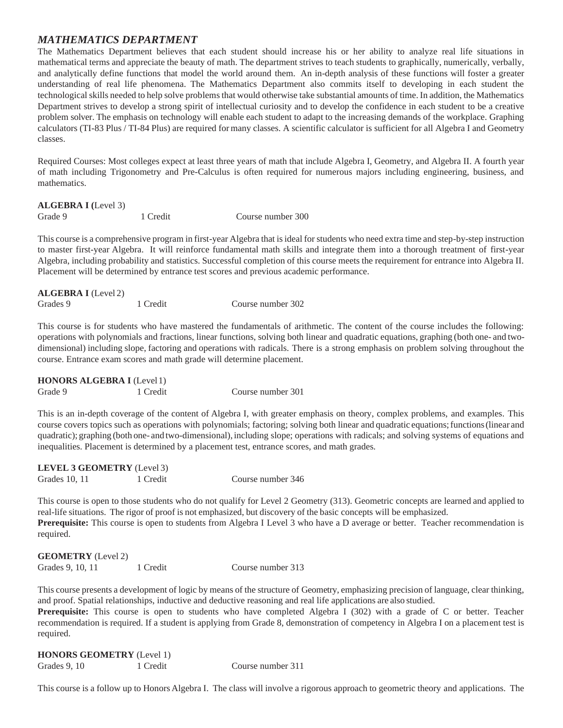## *MATHEMATICS DEPARTMENT*

The Mathematics Department believes that each student should increase his or her ability to analyze real life situations in mathematical terms and appreciate the beauty of math. The department strives to teach students to graphically, numerically, verbally, and analytically define functions that model the world around them. An in-depth analysis of these functions will foster a greater understanding of real life phenomena. The Mathematics Department also commits itself to developing in each student the technological skills needed to help solve problems that would otherwise take substantial amounts of time. In addition, the Mathematics Department strives to develop a strong spirit of intellectual curiosity and to develop the confidence in each student to be a creative problem solver. The emphasis on technology will enable each student to adapt to the increasing demands of the workplace. Graphing calculators (TI-83 Plus / TI-84 Plus) are required for many classes. A scientific calculator is sufficient for all Algebra I and Geometry classes.

Required Courses: Most colleges expect at least three years of math that include Algebra I, Geometry, and Algebra II. A fourth year of math including Trigonometry and Pre-Calculus is often required for numerous majors including engineering, business, and mathematics.

**ALGEBRA I (**Level 3)
Grade 9 — 1 Credit — Course number 300

This course is a comprehensive program in first-year Algebra that is ideal for students who need extra time and step-by-step instruction to master first-year Algebra. It will reinforce fundamental math skills and integrate them into a thorough treatment of first-year Algebra, including probability and statistics. Successful completion of this course meets the requirement for entrance into Algebra II. Placement will be determined by entrance test scores and previous academic performance.

**ALGEBRA I** (Level 2)
Grades 9 — 1 Credit — Course number 302

This course is for students who have mastered the fundamentals of arithmetic. The content of the course includes the following: operations with polynomials and fractions, linear functions, solving both linear and quadratic equations, graphing (both one- and two-dimensional) including slope, factoring and operations with radicals. There is a strong emphasis on problem solving throughout the course. Entrance exam scores and math grade will determine placement.

**HONORS ALGEBRA I** (Level 1)
Grade 9 — 1 Credit — Course number 301

This is an in-depth coverage of the content of Algebra I, with greater emphasis on theory, complex problems, and examples. This course covers topics such as operations with polynomials; factoring; solving both linear and quadratic equations; functions (linear and quadratic); graphing (both one- and two-dimensional), including slope; operations with radicals; and solving systems of equations and inequalities. Placement is determined by a placement test, entrance scores, and math grades.

**LEVEL 3 GEOMETRY** (Level 3)
Grades 10, 11 — 1 Credit — Course number 346

This course is open to those students who do not qualify for Level 2 Geometry (313). Geometric concepts are learned and applied to real-life situations. The rigor of proof is not emphasized, but discovery of the basic concepts will be emphasized.
**Prerequisite:** This course is open to students from Algebra I Level 3 who have a D average or better. Teacher recommendation is required.

**GEOMETRY** (Level 2)
Grades 9, 10, 11 — 1 Credit — Course number 313

This course presents a development of logic by means of the structure of Geometry, emphasizing precision of language, clear thinking, and proof. Spatial relationships, inductive and deductive reasoning and real life applications are also studied.
**Prerequisite:** This course is open to students who have completed Algebra I (302) with a grade of C or better. Teacher recommendation is required. If a student is applying from Grade 8, demonstration of competency in Algebra I on a placement test is required.

**HONORS GEOMETRY** (Level 1)
Grades 9, 10 — 1 Credit — Course number 311

This course is a follow up to Honors Algebra I. The class will involve a rigorous approach to geometric theory and applications. The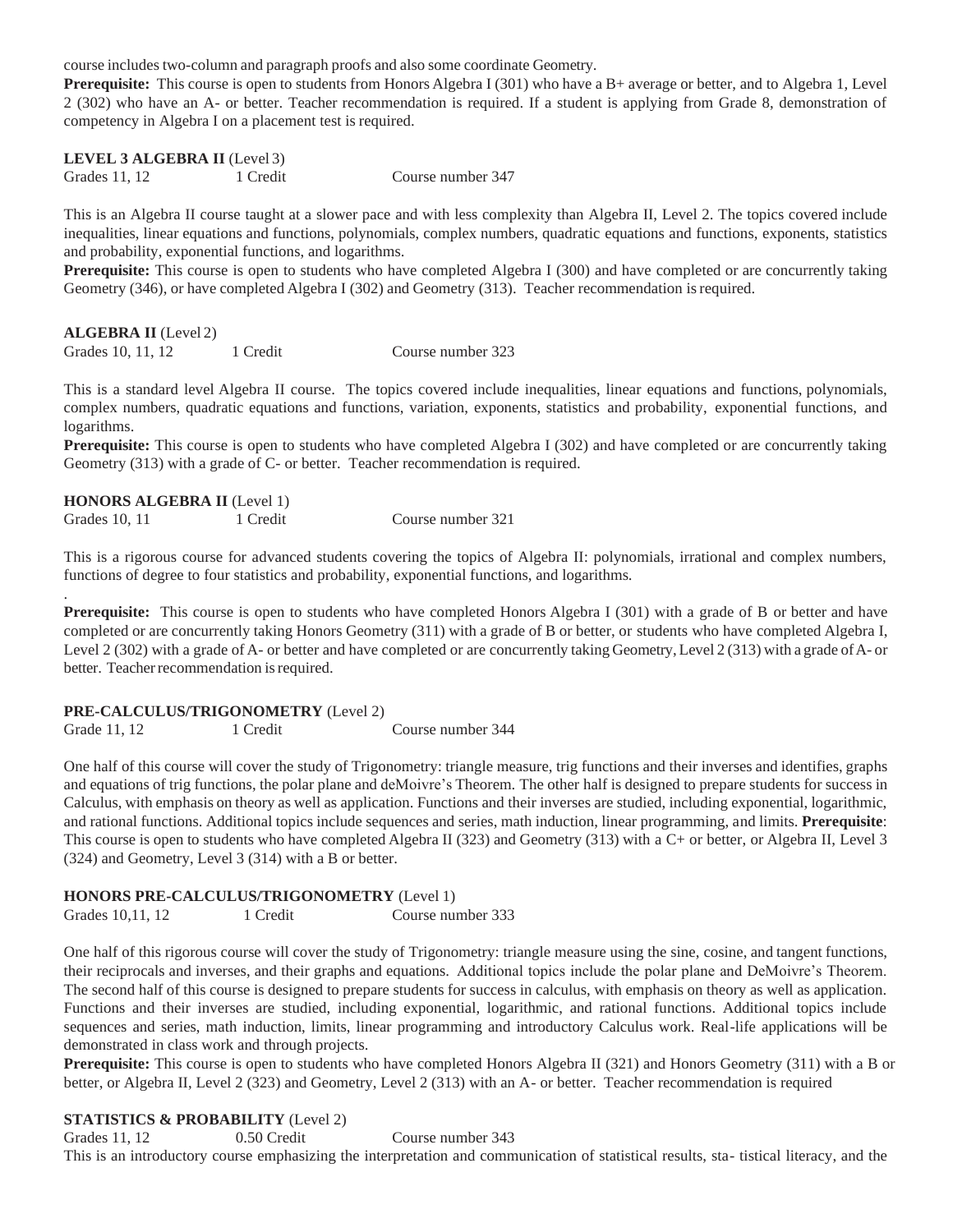course includes two-column and paragraph proofs and also some coordinate Geometry.

**Prerequisite:** This course is open to students from Honors Algebra I (301) who have a B+ average or better, and to Algebra 1, Level 2 (302) who have an A- or better. Teacher recommendation is required. If a student is applying from Grade 8, demonstration of competency in Algebra I on a placement test is required.

**LEVEL 3 ALGEBRA II** (Level 3)

Grades 11, 12 1 Credit Course number 347

This is an Algebra II course taught at a slower pace and with less complexity than Algebra II, Level 2. The topics covered include inequalities, linear equations and functions, polynomials, complex numbers, quadratic equations and functions, exponents, statistics and probability, exponential functions, and logarithms.

**Prerequisite:** This course is open to students who have completed Algebra I (300) and have completed or are concurrently taking Geometry (346), or have completed Algebra I (302) and Geometry (313). Teacher recommendation is required.

**ALGEBRA II** (Level 2)

Grades 10, 11, 12 1 Credit Course number 323

This is a standard level Algebra II course. The topics covered include inequalities, linear equations and functions, polynomials, complex numbers, quadratic equations and functions, variation, exponents, statistics and probability, exponential functions, and logarithms.

**Prerequisite:** This course is open to students who have completed Algebra I (302) and have completed or are concurrently taking Geometry (313) with a grade of C- or better. Teacher recommendation is required.

**HONORS ALGEBRA II** (Level 1)

Grades 10, 11 1 Credit Course number 321

This is a rigorous course for advanced students covering the topics of Algebra II: polynomials, irrational and complex numbers, functions of degree to four statistics and probability, exponential functions, and logarithms.

.

**Prerequisite:** This course is open to students who have completed Honors Algebra I (301) with a grade of B or better and have completed or are concurrently taking Honors Geometry (311) with a grade of B or better, or students who have completed Algebra I, Level 2 (302) with a grade of A- or better and have completed or are concurrently taking Geometry, Level 2 (313) with a grade of A- or better. Teacher recommendation is required.

**PRE-CALCULUS/TRIGONOMETRY** (Level 2)

Grade 11, 12 1 Credit Course number 344

One half of this course will cover the study of Trigonometry: triangle measure, trig functions and their inverses and identifies, graphs and equations of trig functions, the polar plane and deMoivre's Theorem. The other half is designed to prepare students for success in Calculus, with emphasis on theory as well as application. Functions and their inverses are studied, including exponential, logarithmic, and rational functions. Additional topics include sequences and series, math induction, linear programming, and limits. **Prerequisite**: This course is open to students who have completed Algebra II (323) and Geometry (313) with a C+ or better, or Algebra II, Level 3 (324) and Geometry, Level 3 (314) with a B or better.

**HONORS PRE-CALCULUS/TRIGONOMETRY** (Level 1)

Grades 10,11, 12 1 Credit Course number 333

One half of this rigorous course will cover the study of Trigonometry: triangle measure using the sine, cosine, and tangent functions, their reciprocals and inverses, and their graphs and equations. Additional topics include the polar plane and DeMoivre's Theorem. The second half of this course is designed to prepare students for success in calculus, with emphasis on theory as well as application. Functions and their inverses are studied, including exponential, logarithmic, and rational functions. Additional topics include sequences and series, math induction, limits, linear programming and introductory Calculus work. Real-life applications will be demonstrated in class work and through projects.

**Prerequisite:** This course is open to students who have completed Honors Algebra II (321) and Honors Geometry (311) with a B or better, or Algebra II, Level 2 (323) and Geometry, Level 2 (313) with an A- or better. Teacher recommendation is required

**STATISTICS & PROBABILITY** (Level 2)

Grades 11, 12 0.50 Credit Course number 343

This is an introductory course emphasizing the interpretation and communication of statistical results, sta- tistical literacy, and the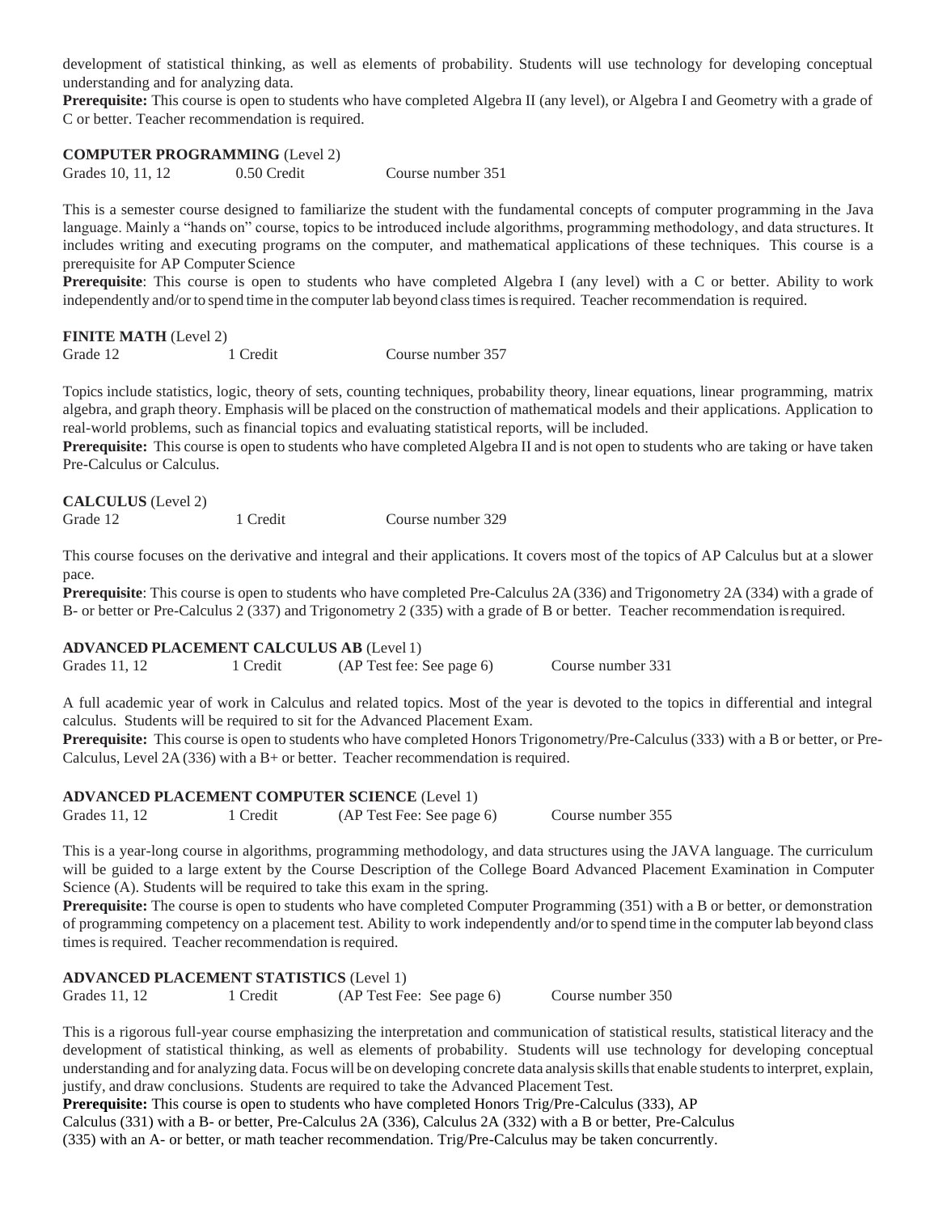development of statistical thinking, as well as elements of probability. Students will use technology for developing conceptual understanding and for analyzing data.

**Prerequisite:** This course is open to students who have completed Algebra II (any level), or Algebra I and Geometry with a grade of C or better. Teacher recommendation is required.

**COMPUTER PROGRAMMING** (Level 2)

Grades 10, 11, 12 0.50 Credit Course number 351

This is a semester course designed to familiarize the student with the fundamental concepts of computer programming in the Java language. Mainly a "hands on" course, topics to be introduced include algorithms, programming methodology, and data structures. It includes writing and executing programs on the computer, and mathematical applications of these techniques. This course is a prerequisite for AP Computer Science

**Prerequisite**: This course is open to students who have completed Algebra I (any level) with a C or better. Ability to work independently and/or to spend time in the computer lab beyond class times is required. Teacher recommendation is required.

**FINITE MATH** (Level 2)

Grade 12 1 Credit Course number 357

Topics include statistics, logic, theory of sets, counting techniques, probability theory, linear equations, linear programming, matrix algebra, and graph theory. Emphasis will be placed on the construction of mathematical models and their applications. Application to real-world problems, such as financial topics and evaluating statistical reports, will be included.

**Prerequisite:** This course is open to students who have completed Algebra II and is not open to students who are taking or have taken Pre-Calculus or Calculus.

**CALCULUS** (Level 2)

Grade 12 1 Credit Course number 329

This course focuses on the derivative and integral and their applications. It covers most of the topics of AP Calculus but at a slower pace.

**Prerequisite**: This course is open to students who have completed Pre-Calculus 2A (336) and Trigonometry 2A (334) with a grade of B- or better or Pre-Calculus 2 (337) and Trigonometry 2 (335) with a grade of B or better. Teacher recommendation is required.

**ADVANCED PLACEMENT CALCULUS AB** (Level 1)

Grades 11, 12 1 Credit (AP Test fee: See page 6) Course number 331

A full academic year of work in Calculus and related topics. Most of the year is devoted to the topics in differential and integral calculus. Students will be required to sit for the Advanced Placement Exam.

**Prerequisite:** This course is open to students who have completed Honors Trigonometry/Pre-Calculus (333) with a B or better, or Pre-Calculus, Level 2A (336) with a B+ or better. Teacher recommendation is required.

**ADVANCED PLACEMENT COMPUTER SCIENCE** (Level 1)

Grades 11, 12 1 Credit (AP Test Fee: See page 6) Course number 355

This is a year-long course in algorithms, programming methodology, and data structures using the JAVA language. The curriculum will be guided to a large extent by the Course Description of the College Board Advanced Placement Examination in Computer Science (A). Students will be required to take this exam in the spring.

**Prerequisite:** The course is open to students who have completed Computer Programming (351) with a B or better, or demonstration of programming competency on a placement test. Ability to work independently and/or to spend time in the computer lab beyond class times is required. Teacher recommendation is required.

**ADVANCED PLACEMENT STATISTICS** (Level 1)

Grades 11, 12 1 Credit (AP Test Fee: See page 6) Course number 350

This is a rigorous full-year course emphasizing the interpretation and communication of statistical results, statistical literacy and the development of statistical thinking, as well as elements of probability. Students will use technology for developing conceptual understanding and for analyzing data. Focus will be on developing concrete data analysis skills that enable students to interpret, explain, justify, and draw conclusions. Students are required to take the Advanced Placement Test.

**Prerequisite:** This course is open to students who have completed Honors Trig/Pre-Calculus (333), AP Calculus (331) with a B- or better, Pre-Calculus 2A (336), Calculus 2A (332) with a B or better, Pre-Calculus (335) with an A- or better, or math teacher recommendation. Trig/Pre-Calculus may be taken concurrently.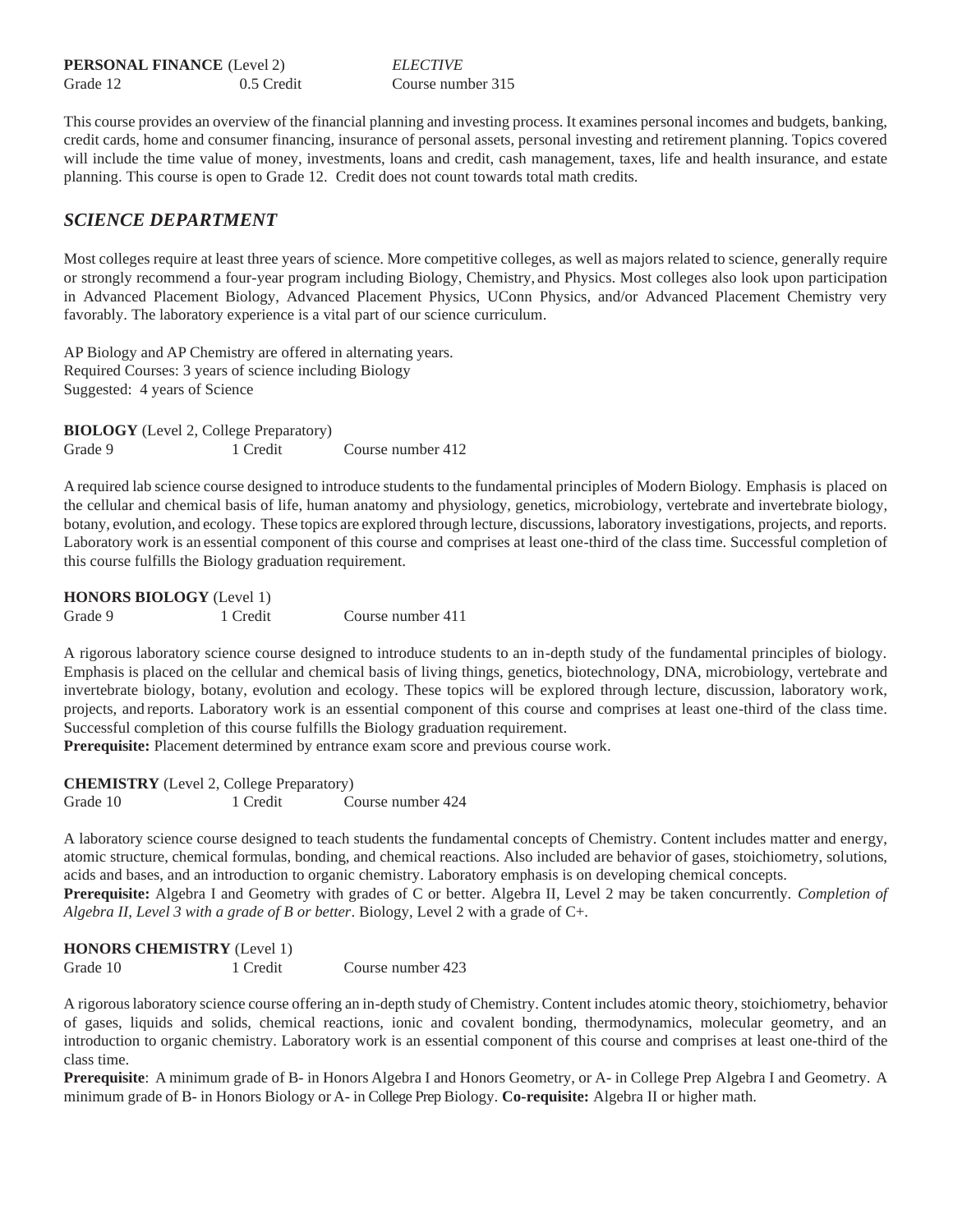**PERSONAL FINANCE** (Level 2) *ELECTIVE*
Grade 12 0.5 Credit Course number 315

This course provides an overview of the financial planning and investing process. It examines personal incomes and budgets, banking, credit cards, home and consumer financing, insurance of personal assets, personal investing and retirement planning. Topics covered will include the time value of money, investments, loans and credit, cash management, taxes, life and health insurance, and estate planning. This course is open to Grade 12. Credit does not count towards total math credits.

## *SCIENCE DEPARTMENT*

Most colleges require at least three years of science. More competitive colleges, as well as majors related to science, generally require or strongly recommend a four-year program including Biology, Chemistry, and Physics. Most colleges also look upon participation in Advanced Placement Biology, Advanced Placement Physics, UConn Physics, and/or Advanced Placement Chemistry very favorably. The laboratory experience is a vital part of our science curriculum.

AP Biology and AP Chemistry are offered in alternating years.
Required Courses: 3 years of science including Biology
Suggested: 4 years of Science

**BIOLOGY** (Level 2, College Preparatory)
Grade 9 1 Credit Course number 412

A required lab science course designed to introduce students to the fundamental principles of Modern Biology. Emphasis is placed on the cellular and chemical basis of life, human anatomy and physiology, genetics, microbiology, vertebrate and invertebrate biology, botany, evolution, and ecology. These topics are explored through lecture, discussions, laboratory investigations, projects, and reports. Laboratory work is an essential component of this course and comprises at least one-third of the class time. Successful completion of this course fulfills the Biology graduation requirement.

**HONORS BIOLOGY** (Level 1)
Grade 9 1 Credit Course number 411

A rigorous laboratory science course designed to introduce students to an in-depth study of the fundamental principles of biology. Emphasis is placed on the cellular and chemical basis of living things, genetics, biotechnology, DNA, microbiology, vertebrate and invertebrate biology, botany, evolution and ecology. These topics will be explored through lecture, discussion, laboratory work, projects, and reports. Laboratory work is an essential component of this course and comprises at least one-third of the class time. Successful completion of this course fulfills the Biology graduation requirement.
**Prerequisite:** Placement determined by entrance exam score and previous course work.

**CHEMISTRY** (Level 2, College Preparatory)
Grade 10 1 Credit Course number 424

A laboratory science course designed to teach students the fundamental concepts of Chemistry. Content includes matter and energy, atomic structure, chemical formulas, bonding, and chemical reactions. Also included are behavior of gases, stoichiometry, solutions, acids and bases, and an introduction to organic chemistry. Laboratory emphasis is on developing chemical concepts.
**Prerequisite:** Algebra I and Geometry with grades of C or better. Algebra II, Level 2 may be taken concurrently. *Completion of Algebra II, Level 3 with a grade of B or better*. Biology, Level 2 with a grade of C+.

**HONORS CHEMISTRY** (Level 1)
Grade 10 1 Credit Course number 423

A rigorous laboratory science course offering an in-depth study of Chemistry. Content includes atomic theory, stoichiometry, behavior of gases, liquids and solids, chemical reactions, ionic and covalent bonding, thermodynamics, molecular geometry, and an introduction to organic chemistry. Laboratory work is an essential component of this course and comprises at least one-third of the class time.
**Prerequisite**: A minimum grade of B- in Honors Algebra I and Honors Geometry, or A- in College Prep Algebra I and Geometry. A minimum grade of B- in Honors Biology or A- in College Prep Biology. **Co-requisite:** Algebra II or higher math.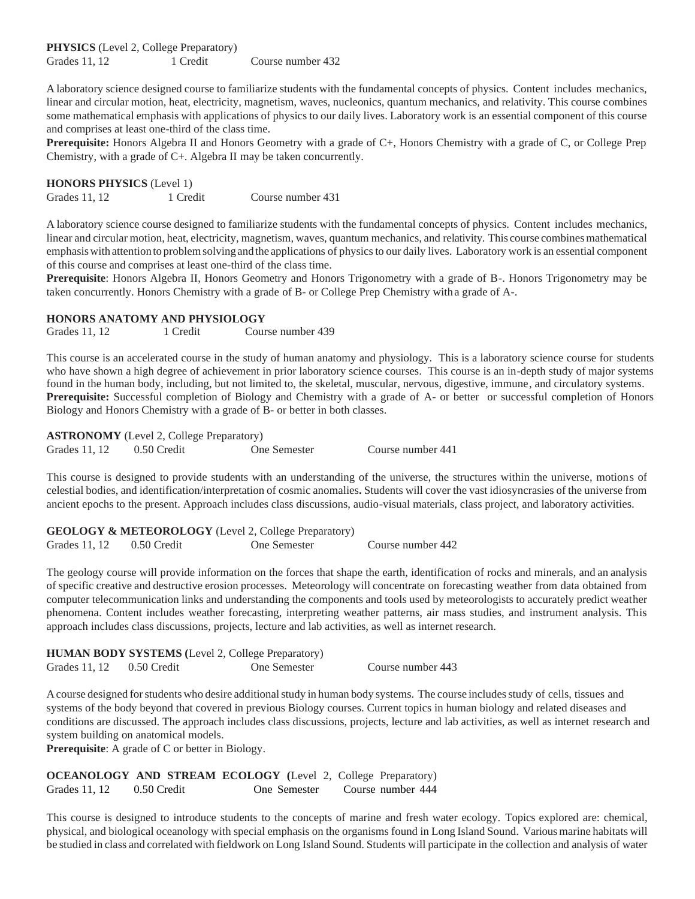**PHYSICS** (Level 2, College Preparatory)
Grades 11, 12 1 Credit Course number 432

A laboratory science designed course to familiarize students with the fundamental concepts of physics. Content includes mechanics, linear and circular motion, heat, electricity, magnetism, waves, nucleonics, quantum mechanics, and relativity. This course combines some mathematical emphasis with applications of physics to our daily lives. Laboratory work is an essential component of this course and comprises at least one-third of the class time.
**Prerequisite:** Honors Algebra II and Honors Geometry with a grade of C+, Honors Chemistry with a grade of C, or College Prep Chemistry, with a grade of C+. Algebra II may be taken concurrently.

**HONORS PHYSICS** (Level 1)
Grades 11, 12 1 Credit Course number 431

A laboratory science course designed to familiarize students with the fundamental concepts of physics. Content includes mechanics, linear and circular motion, heat, electricity, magnetism, waves, quantum mechanics, and relativity. This course combines mathematical emphasis with attention to problem solving and the applications of physics to our daily lives. Laboratory work is an essential component of this course and comprises at least one-third of the class time.
**Prerequisite**: Honors Algebra II, Honors Geometry and Honors Trigonometry with a grade of B-. Honors Trigonometry may be taken concurrently. Honors Chemistry with a grade of B- or College Prep Chemistry with a grade of A-.

**HONORS ANATOMY AND PHYSIOLOGY**
Grades 11, 12 1 Credit Course number 439

This course is an accelerated course in the study of human anatomy and physiology. This is a laboratory science course for students who have shown a high degree of achievement in prior laboratory science courses. This course is an in-depth study of major systems found in the human body, including, but not limited to, the skeletal, muscular, nervous, digestive, immune, and circulatory systems.
**Prerequisite:** Successful completion of Biology and Chemistry with a grade of A- or better or successful completion of Honors Biology and Honors Chemistry with a grade of B- or better in both classes.

**ASTRONOMY** (Level 2, College Preparatory)
Grades 11, 12 0.50 Credit One Semester Course number 441

This course is designed to provide students with an understanding of the universe, the structures within the universe, motions of celestial bodies, and identification/interpretation of cosmic anomalies**.** Students will cover the vast idiosyncrasies of the universe from ancient epochs to the present. Approach includes class discussions, audio-visual materials, class project, and laboratory activities.

**GEOLOGY & METEOROLOGY** (Level 2, College Preparatory)
Grades 11, 12 0.50 Credit One Semester Course number 442

The geology course will provide information on the forces that shape the earth, identification of rocks and minerals, and an analysis of specific creative and destructive erosion processes. Meteorology will concentrate on forecasting weather from data obtained from computer telecommunication links and understanding the components and tools used by meteorologists to accurately predict weather phenomena. Content includes weather forecasting, interpreting weather patterns, air mass studies, and instrument analysis. This approach includes class discussions, projects, lecture and lab activities, as well as internet research.

**HUMAN BODY SYSTEMS (**Level 2, College Preparatory)
Grades 11, 12 0.50 Credit One Semester Course number 443

A course designed for students who desire additional study in human body systems. The course includes study of cells, tissues and systems of the body beyond that covered in previous Biology courses. Current topics in human biology and related diseases and conditions are discussed. The approach includes class discussions, projects, lecture and lab activities, as well as internet research and system building on anatomical models.
**Prerequisite**: A grade of C or better in Biology.

**OCEANOLOGY AND STREAM ECOLOGY (**Level 2, College Preparatory)
Grades 11, 12 0.50 Credit One Semester Course number 444

This course is designed to introduce students to the concepts of marine and fresh water ecology. Topics explored are: chemical, physical, and biological oceanology with special emphasis on the organisms found in Long Island Sound. Various marine habitats will be studied in class and correlated with fieldwork on Long Island Sound. Students will participate in the collection and analysis of water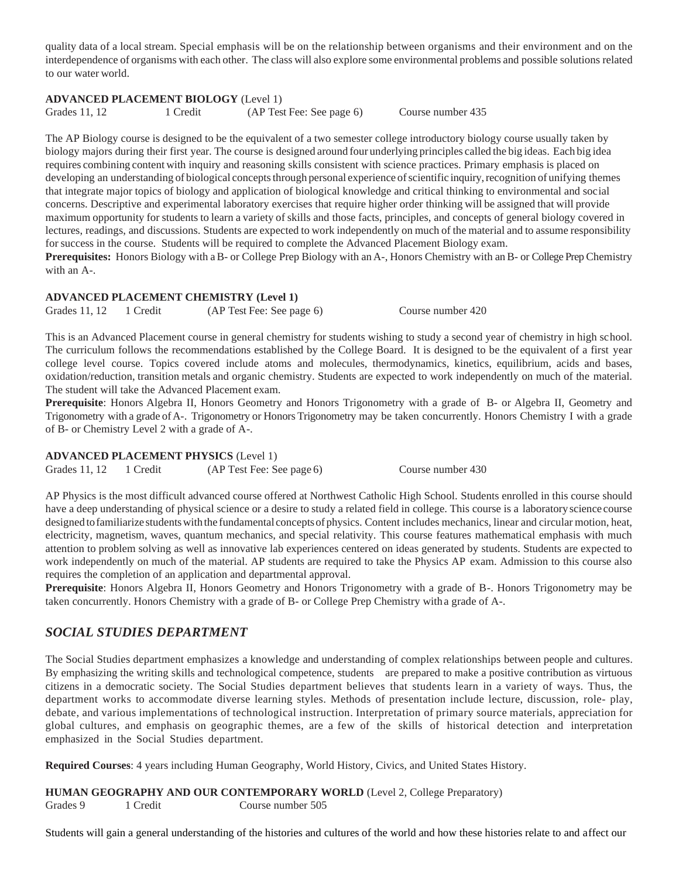quality data of a local stream. Special emphasis will be on the relationship between organisms and their environment and on the interdependence of organisms with each other. The class will also explore some environmental problems and possible solutions related to our water world.

**ADVANCED PLACEMENT BIOLOGY** (Level 1)
Grades 11, 12 1 Credit (AP Test Fee: See page 6) Course number 435

The AP Biology course is designed to be the equivalent of a two semester college introductory biology course usually taken by biology majors during their first year. The course is designed around four underlying principles called the big ideas. Each big idea requires combining content with inquiry and reasoning skills consistent with science practices. Primary emphasis is placed on developing an understanding of biological concepts through personal experience of scientific inquiry, recognition of unifying themes that integrate major topics of biology and application of biological knowledge and critical thinking to environmental and social concerns. Descriptive and experimental laboratory exercises that require higher order thinking will be assigned that will provide maximum opportunity for students to learn a variety of skills and those facts, principles, and concepts of general biology covered in lectures, readings, and discussions. Students are expected to work independently on much of the material and to assume responsibility for success in the course. Students will be required to complete the Advanced Placement Biology exam.
**Prerequisites:** Honors Biology with a B- or College Prep Biology with an A-, Honors Chemistry with an B- or College Prep Chemistry with an A-.

**ADVANCED PLACEMENT CHEMISTRY (Level 1)**
Grades 11, 12 1 Credit (AP Test Fee: See page 6) Course number 420

This is an Advanced Placement course in general chemistry for students wishing to study a second year of chemistry in high school. The curriculum follows the recommendations established by the College Board. It is designed to be the equivalent of a first year college level course. Topics covered include atoms and molecules, thermodynamics, kinetics, equilibrium, acids and bases, oxidation/reduction, transition metals and organic chemistry. Students are expected to work independently on much of the material. The student will take the Advanced Placement exam.
**Prerequisite**: Honors Algebra II, Honors Geometry and Honors Trigonometry with a grade of B- or Algebra II, Geometry and Trigonometry with a grade of A-. Trigonometry or Honors Trigonometry may be taken concurrently. Honors Chemistry I with a grade of B- or Chemistry Level 2 with a grade of A-.

**ADVANCED PLACEMENT PHYSICS** (Level 1)
Grades 11, 12 1 Credit (AP Test Fee: See page 6) Course number 430

AP Physics is the most difficult advanced course offered at Northwest Catholic High School. Students enrolled in this course should have a deep understanding of physical science or a desire to study a related field in college. This course is a laboratory science course designed to familiarize students with the fundamental concepts of physics. Content includes mechanics, linear and circular motion, heat, electricity, magnetism, waves, quantum mechanics, and special relativity. This course features mathematical emphasis with much attention to problem solving as well as innovative lab experiences centered on ideas generated by students. Students are expected to work independently on much of the material. AP students are required to take the Physics AP exam. Admission to this course also requires the completion of an application and departmental approval.
**Prerequisite**: Honors Algebra II, Honors Geometry and Honors Trigonometry with a grade of B-. Honors Trigonometry may be taken concurrently. Honors Chemistry with a grade of B- or College Prep Chemistry with a grade of A-.

## *SOCIAL STUDIES DEPARTMENT*

The Social Studies department emphasizes a knowledge and understanding of complex relationships between people and cultures. By emphasizing the writing skills and technological competence, students are prepared to make a positive contribution as virtuous citizens in a democratic society. The Social Studies department believes that students learn in a variety of ways. Thus, the department works to accommodate diverse learning styles. Methods of presentation include lecture, discussion, role- play, debate, and various implementations of technological instruction. Interpretation of primary source materials, appreciation for global cultures, and emphasis on geographic themes, are a few of the skills of historical detection and interpretation emphasized in the Social Studies department.

**Required Courses**: 4 years including Human Geography, World History, Civics, and United States History.

**HUMAN GEOGRAPHY AND OUR CONTEMPORARY WORLD** (Level 2, College Preparatory)
Grades 9 1 Credit Course number 505

Students will gain a general understanding of the histories and cultures of the world and how these histories relate to and affect our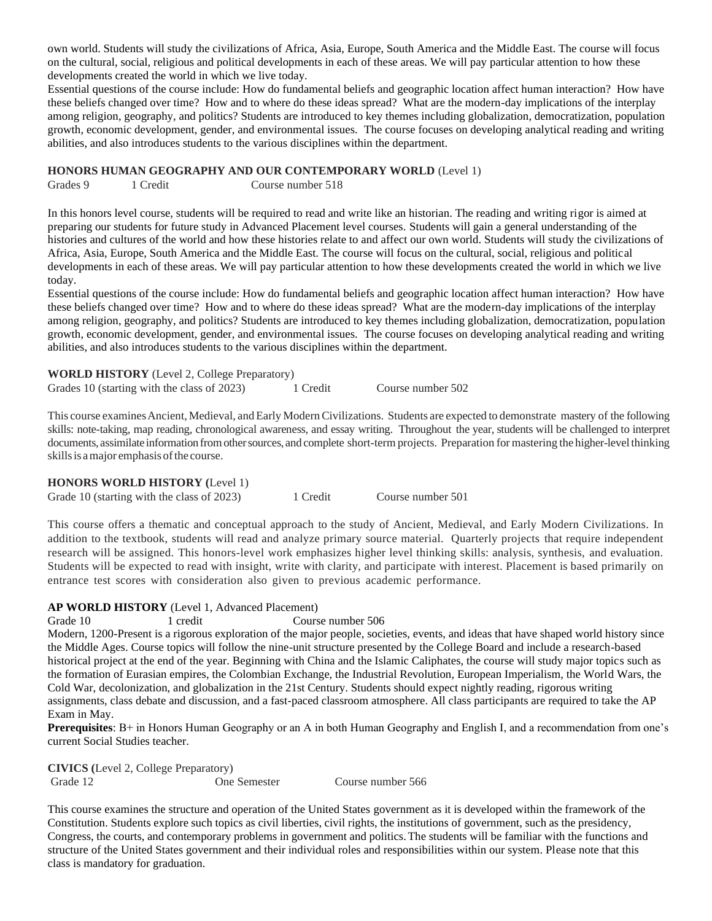own world. Students will study the civilizations of Africa, Asia, Europe, South America and the Middle East. The course will focus on the cultural, social, religious and political developments in each of these areas. We will pay particular attention to how these developments created the world in which we live today.
Essential questions of the course include: How do fundamental beliefs and geographic location affect human interaction? How have these beliefs changed over time? How and to where do these ideas spread? What are the modern-day implications of the interplay among religion, geography, and politics? Students are introduced to key themes including globalization, democratization, population growth, economic development, gender, and environmental issues. The course focuses on developing analytical reading and writing abilities, and also introduces students to the various disciplines within the department.

**HONORS HUMAN GEOGRAPHY AND OUR CONTEMPORARY WORLD** (Level 1)
Grades 9 1 Credit Course number 518

In this honors level course, students will be required to read and write like an historian. The reading and writing rigor is aimed at preparing our students for future study in Advanced Placement level courses. Students will gain a general understanding of the histories and cultures of the world and how these histories relate to and affect our own world. Students will study the civilizations of Africa, Asia, Europe, South America and the Middle East. The course will focus on the cultural, social, religious and political developments in each of these areas. We will pay particular attention to how these developments created the world in which we live today.
Essential questions of the course include: How do fundamental beliefs and geographic location affect human interaction? How have these beliefs changed over time? How and to where do these ideas spread? What are the modern-day implications of the interplay among religion, geography, and politics? Students are introduced to key themes including globalization, democratization, population growth, economic development, gender, and environmental issues. The course focuses on developing analytical reading and writing abilities, and also introduces students to the various disciplines within the department.

**WORLD HISTORY** (Level 2, College Preparatory)
Grades 10 (starting with the class of 2023) 1 Credit Course number 502

This course examines Ancient, Medieval, and Early Modern Civilizations. Students are expected to demonstrate mastery of the following skills: note-taking, map reading, chronological awareness, and essay writing. Throughout the year, students will be challenged to interpret documents, assimilate information from other sources, and complete short-term projects. Preparation for mastering the higher-level thinking skills is a major emphasis of the course.

**HONORS WORLD HISTORY (**Level 1)
Grade 10 (starting with the class of 2023) 1 Credit Course number 501

This course offers a thematic and conceptual approach to the study of Ancient, Medieval, and Early Modern Civilizations. In addition to the textbook, students will read and analyze primary source material. Quarterly projects that require independent research will be assigned. This honors-level work emphasizes higher level thinking skills: analysis, synthesis, and evaluation. Students will be expected to read with insight, write with clarity, and participate with interest. Placement is based primarily on entrance test scores with consideration also given to previous academic performance.

**AP WORLD HISTORY** (Level 1, Advanced Placement)
Grade 10 1 credit Course number 506
Modern, 1200-Present is a rigorous exploration of the major people, societies, events, and ideas that have shaped world history since the Middle Ages. Course topics will follow the nine-unit structure presented by the College Board and include a research-based historical project at the end of the year. Beginning with China and the Islamic Caliphates, the course will study major topics such as the formation of Eurasian empires, the Colombian Exchange, the Industrial Revolution, European Imperialism, the World Wars, the Cold War, decolonization, and globalization in the 21st Century. Students should expect nightly reading, rigorous writing assignments, class debate and discussion, and a fast-paced classroom atmosphere. All class participants are required to take the AP Exam in May.
**Prerequisites**: B+ in Honors Human Geography or an A in both Human Geography and English I, and a recommendation from one's current Social Studies teacher.

**CIVICS (**Level 2, College Preparatory)
Grade 12 One Semester Course number 566

This course examines the structure and operation of the United States government as it is developed within the framework of the Constitution. Students explore such topics as civil liberties, civil rights, the institutions of government, such as the presidency, Congress, the courts, and contemporary problems in government and politics. The students will be familiar with the functions and structure of the United States government and their individual roles and responsibilities within our system. Please note that this class is mandatory for graduation.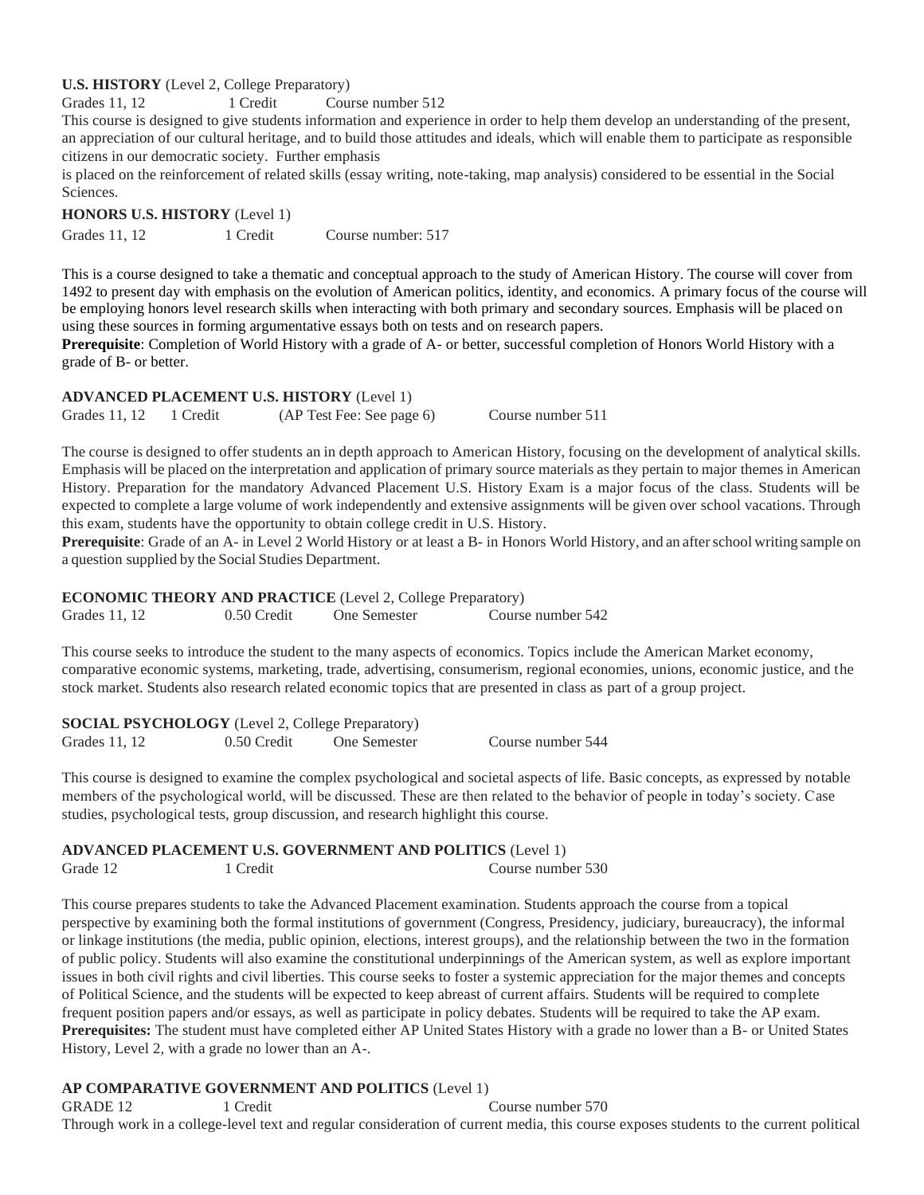**U.S. HISTORY** (Level 2, College Preparatory)

Grades 11, 12 1 Credit Course number 512

This course is designed to give students information and experience in order to help them develop an understanding of the present, an appreciation of our cultural heritage, and to build those attitudes and ideals, which will enable them to participate as responsible citizens in our democratic society. Further emphasis is placed on the reinforcement of related skills (essay writing, note-taking, map analysis) considered to be essential in the Social Sciences.

**HONORS U.S. HISTORY** (Level 1)

Grades 11, 12 1 Credit Course number: 517

This is a course designed to take a thematic and conceptual approach to the study of American History. The course will cover from 1492 to present day with emphasis on the evolution of American politics, identity, and economics. A primary focus of the course will be employing honors level research skills when interacting with both primary and secondary sources. Emphasis will be placed on using these sources in forming argumentative essays both on tests and on research papers.

**Prerequisite**: Completion of World History with a grade of A- or better, successful completion of Honors World History with a grade of B- or better.

**ADVANCED PLACEMENT U.S. HISTORY** (Level 1)

Grades 11, 12 1 Credit (AP Test Fee: See page 6) Course number 511

The course is designed to offer students an in depth approach to American History, focusing on the development of analytical skills. Emphasis will be placed on the interpretation and application of primary source materials as they pertain to major themes in American History. Preparation for the mandatory Advanced Placement U.S. History Exam is a major focus of the class. Students will be expected to complete a large volume of work independently and extensive assignments will be given over school vacations. Through this exam, students have the opportunity to obtain college credit in U.S. History.

**Prerequisite**: Grade of an A- in Level 2 World History or at least a B- in Honors World History, and an after school writing sample on a question supplied by the Social Studies Department.

**ECONOMIC THEORY AND PRACTICE** (Level 2, College Preparatory)

Grades 11, 12 0.50 Credit One Semester Course number 542

This course seeks to introduce the student to the many aspects of economics. Topics include the American Market economy, comparative economic systems, marketing, trade, advertising, consumerism, regional economies, unions, economic justice, and the stock market. Students also research related economic topics that are presented in class as part of a group project.

**SOCIAL PSYCHOLOGY** (Level 2, College Preparatory)

Grades 11, 12 0.50 Credit One Semester Course number 544

This course is designed to examine the complex psychological and societal aspects of life. Basic concepts, as expressed by notable members of the psychological world, will be discussed. These are then related to the behavior of people in today's society. Case studies, psychological tests, group discussion, and research highlight this course.

**ADVANCED PLACEMENT U.S. GOVERNMENT AND POLITICS** (Level 1)

Grade 12 1 Credit Course number 530

This course prepares students to take the Advanced Placement examination. Students approach the course from a topical perspective by examining both the formal institutions of government (Congress, Presidency, judiciary, bureaucracy), the informal or linkage institutions (the media, public opinion, elections, interest groups), and the relationship between the two in the formation of public policy. Students will also examine the constitutional underpinnings of the American system, as well as explore important issues in both civil rights and civil liberties. This course seeks to foster a systemic appreciation for the major themes and concepts of Political Science, and the students will be expected to keep abreast of current affairs. Students will be required to complete frequent position papers and/or essays, as well as participate in policy debates. Students will be required to take the AP exam.

**Prerequisites:** The student must have completed either AP United States History with a grade no lower than a B- or United States History, Level 2, with a grade no lower than an A-.

**AP COMPARATIVE GOVERNMENT AND POLITICS** (Level 1)

GRADE 12 1 Credit Course number 570

Through work in a college-level text and regular consideration of current media, this course exposes students to the current political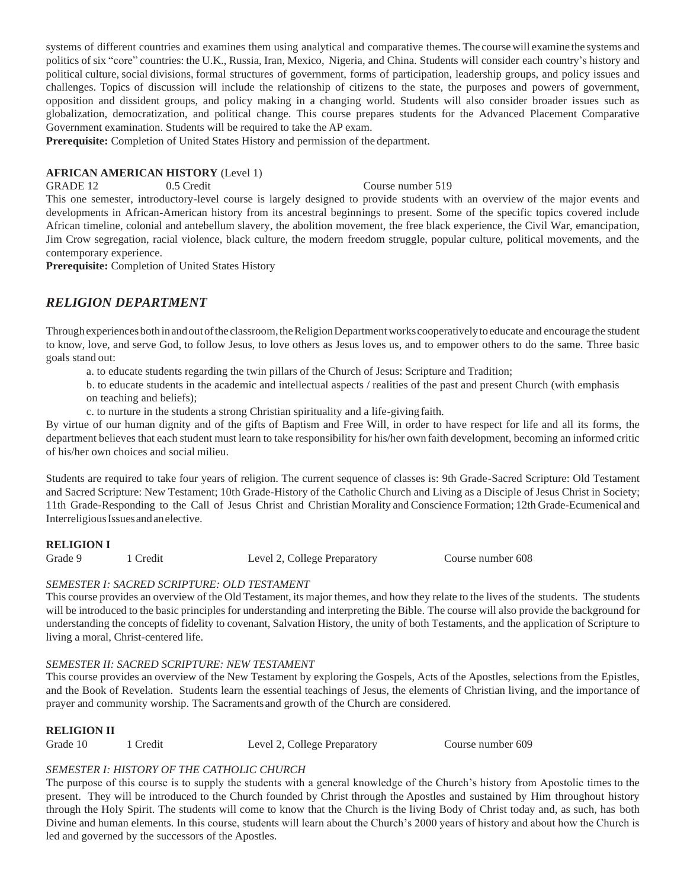systems of different countries and examines them using analytical and comparative themes. The course will examine the systems and politics of six "core" countries: the U.K., Russia, Iran, Mexico, Nigeria, and China. Students will consider each country's history and political culture, social divisions, formal structures of government, forms of participation, leadership groups, and policy issues and challenges. Topics of discussion will include the relationship of citizens to the state, the purposes and powers of government, opposition and dissident groups, and policy making in a changing world. Students will also consider broader issues such as globalization, democratization, and political change. This course prepares students for the Advanced Placement Comparative Government examination. Students will be required to take the AP exam.

**Prerequisite:** Completion of United States History and permission of the department.

**AFRICAN AMERICAN HISTORY** (Level 1)

GRADE 12 0.5 Credit Course number 519

This one semester, introductory-level course is largely designed to provide students with an overview of the major events and developments in African-American history from its ancestral beginnings to present. Some of the specific topics covered include African timeline, colonial and antebellum slavery, the abolition movement, the free black experience, the Civil War, emancipation, Jim Crow segregation, racial violence, black culture, the modern freedom struggle, popular culture, political movements, and the contemporary experience.

**Prerequisite:** Completion of United States History

## *RELIGION DEPARTMENT*

Through experiences both in and out of the classroom, the Religion Department works cooperatively to educate and encourage the student to know, love, and serve God, to follow Jesus, to love others as Jesus loves us, and to empower others to do the same. Three basic goals stand out:

a. to educate students regarding the twin pillars of the Church of Jesus: Scripture and Tradition;

b. to educate students in the academic and intellectual aspects / realities of the past and present Church (with emphasis on teaching and beliefs);

c. to nurture in the students a strong Christian spirituality and a life-giving faith.

By virtue of our human dignity and of the gifts of Baptism and Free Will, in order to have respect for life and all its forms, the department believes that each student must learn to take responsibility for his/her own faith development, becoming an informed critic of his/her own choices and social milieu.

Students are required to take four years of religion. The current sequence of classes is: 9th Grade-Sacred Scripture: Old Testament and Sacred Scripture: New Testament; 10th Grade-History of the Catholic Church and Living as a Disciple of Jesus Christ in Society; 11th Grade-Responding to the Call of Jesus Christ and Christian Morality and Conscience Formation; 12th Grade-Ecumenical and Interreligious Issues and an elective.

**RELIGION I**

Grade 9 1 Credit Level 2, College Preparatory Course number 608

*SEMESTER I: SACRED SCRIPTURE: OLD TESTAMENT*

This course provides an overview of the Old Testament, its major themes, and how they relate to the lives of the students. The students will be introduced to the basic principles for understanding and interpreting the Bible. The course will also provide the background for understanding the concepts of fidelity to covenant, Salvation History, the unity of both Testaments, and the application of Scripture to living a moral, Christ-centered life.

*SEMESTER II: SACRED SCRIPTURE: NEW TESTAMENT*

This course provides an overview of the New Testament by exploring the Gospels, Acts of the Apostles, selections from the Epistles, and the Book of Revelation. Students learn the essential teachings of Jesus, the elements of Christian living, and the importance of prayer and community worship. The Sacraments and growth of the Church are considered.

**RELIGION II**

Grade 10 1 Credit Level 2, College Preparatory Course number 609

*SEMESTER I: HISTORY OF THE CATHOLIC CHURCH*

The purpose of this course is to supply the students with a general knowledge of the Church's history from Apostolic times to the present. They will be introduced to the Church founded by Christ through the Apostles and sustained by Him throughout history through the Holy Spirit. The students will come to know that the Church is the living Body of Christ today and, as such, has both Divine and human elements. In this course, students will learn about the Church's 2000 years of history and about how the Church is led and governed by the successors of the Apostles.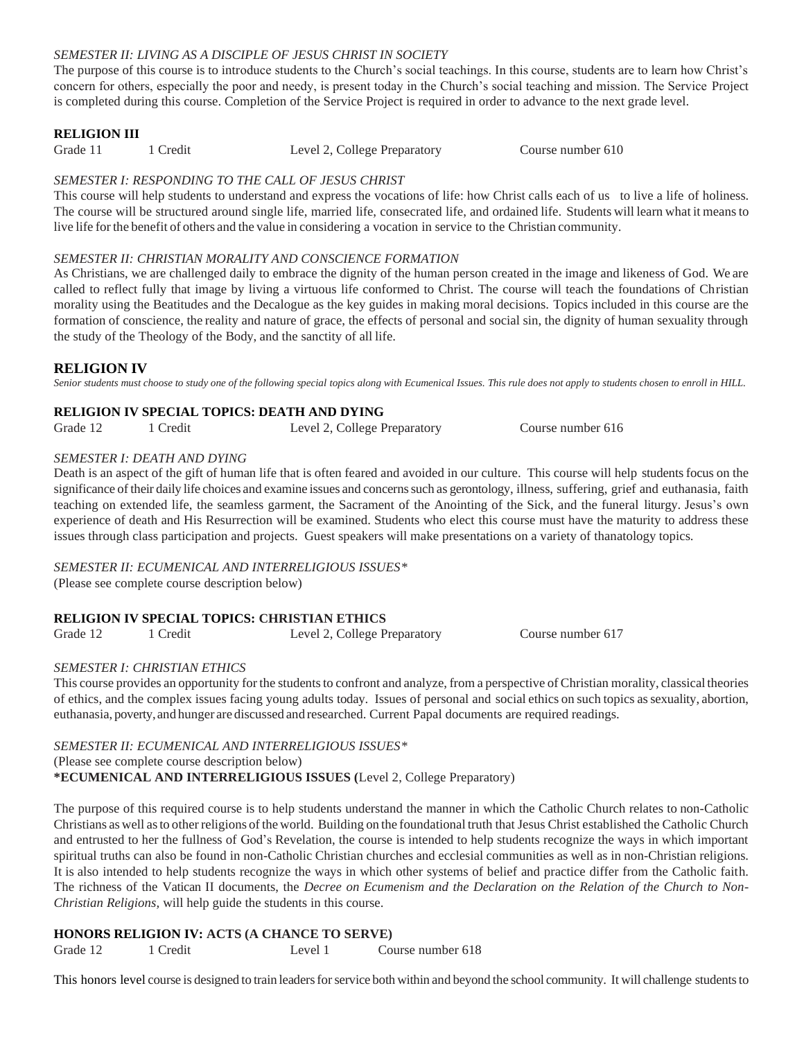*SEMESTER II: LIVING AS A DISCIPLE OF JESUS CHRIST IN SOCIETY*

The purpose of this course is to introduce students to the Church's social teachings. In this course, students are to learn how Christ's concern for others, especially the poor and needy, is present today in the Church's social teaching and mission. The Service Project is completed during this course. Completion of the Service Project is required in order to advance to the next grade level.

**RELIGION III**

Grade 11 1 Credit Level 2, College Preparatory Course number 610

*SEMESTER I: RESPONDING TO THE CALL OF JESUS CHRIST*

This course will help students to understand and express the vocations of life: how Christ calls each of us to live a life of holiness. The course will be structured around single life, married life, consecrated life, and ordained life. Students will learn what it means to live life for the benefit of others and the value in considering a vocation in service to the Christian community.

*SEMESTER II: CHRISTIAN MORALITY AND CONSCIENCE FORMATION*

As Christians, we are challenged daily to embrace the dignity of the human person created in the image and likeness of God. We are called to reflect fully that image by living a virtuous life conformed to Christ. The course will teach the foundations of Christian morality using the Beatitudes and the Decalogue as the key guides in making moral decisions. Topics included in this course are the formation of conscience, the reality and nature of grace, the effects of personal and social sin, the dignity of human sexuality through the study of the Theology of the Body, and the sanctity of all life.

## RELIGION IV

*Senior students must choose to study one of the following special topics along with Ecumenical Issues. This rule does not apply to students chosen to enroll in HILL.*

**RELIGION IV SPECIAL TOPICS: DEATH AND DYING**

Grade 12 1 Credit Level 2, College Preparatory Course number 616

*SEMESTER I: DEATH AND DYING*

Death is an aspect of the gift of human life that is often feared and avoided in our culture. This course will help students focus on the significance of their daily life choices and examine issues and concerns such as gerontology, illness, suffering, grief and euthanasia, faith teaching on extended life, the seamless garment, the Sacrament of the Anointing of the Sick, and the funeral liturgy. Jesus's own experience of death and His Resurrection will be examined. Students who elect this course must have the maturity to address these issues through class participation and projects. Guest speakers will make presentations on a variety of thanatology topics.

*SEMESTER II: ECUMENICAL AND INTERRELIGIOUS ISSUES**

(Please see complete course description below)

**RELIGION IV SPECIAL TOPICS: CHRISTIAN ETHICS**

Grade 12 1 Credit Level 2, College Preparatory Course number 617

*SEMESTER I: CHRISTIAN ETHICS*

This course provides an opportunity for the students to confront and analyze, from a perspective of Christian morality, classical theories of ethics, and the complex issues facing young adults today. Issues of personal and social ethics on such topics as sexuality, abortion, euthanasia, poverty, and hunger are discussed and researched. Current Papal documents are required readings.

*SEMESTER II: ECUMENICAL AND INTERRELIGIOUS ISSUES**

(Please see complete course description below)

**\*ECUMENICAL AND INTERRELIGIOUS ISSUES (**Level 2, College Preparatory)

The purpose of this required course is to help students understand the manner in which the Catholic Church relates to non-Catholic Christians as well as to other religions of the world. Building on the foundational truth that Jesus Christ established the Catholic Church and entrusted to her the fullness of God's Revelation, the course is intended to help students recognize the ways in which important spiritual truths can also be found in non-Catholic Christian churches and ecclesial communities as well as in non-Christian religions. It is also intended to help students recognize the ways in which other systems of belief and practice differ from the Catholic faith. The richness of the Vatican II documents, the *Decree on Ecumenism and the Declaration on the Relation of the Church to Non-Christian Religions,* will help guide the students in this course.

**HONORS RELIGION IV: ACTS (A CHANCE TO SERVE)**

Grade 12 1 Credit Level 1 Course number 618

This honors level course is designed to train leaders for service both within and beyond the school community. It will challenge students to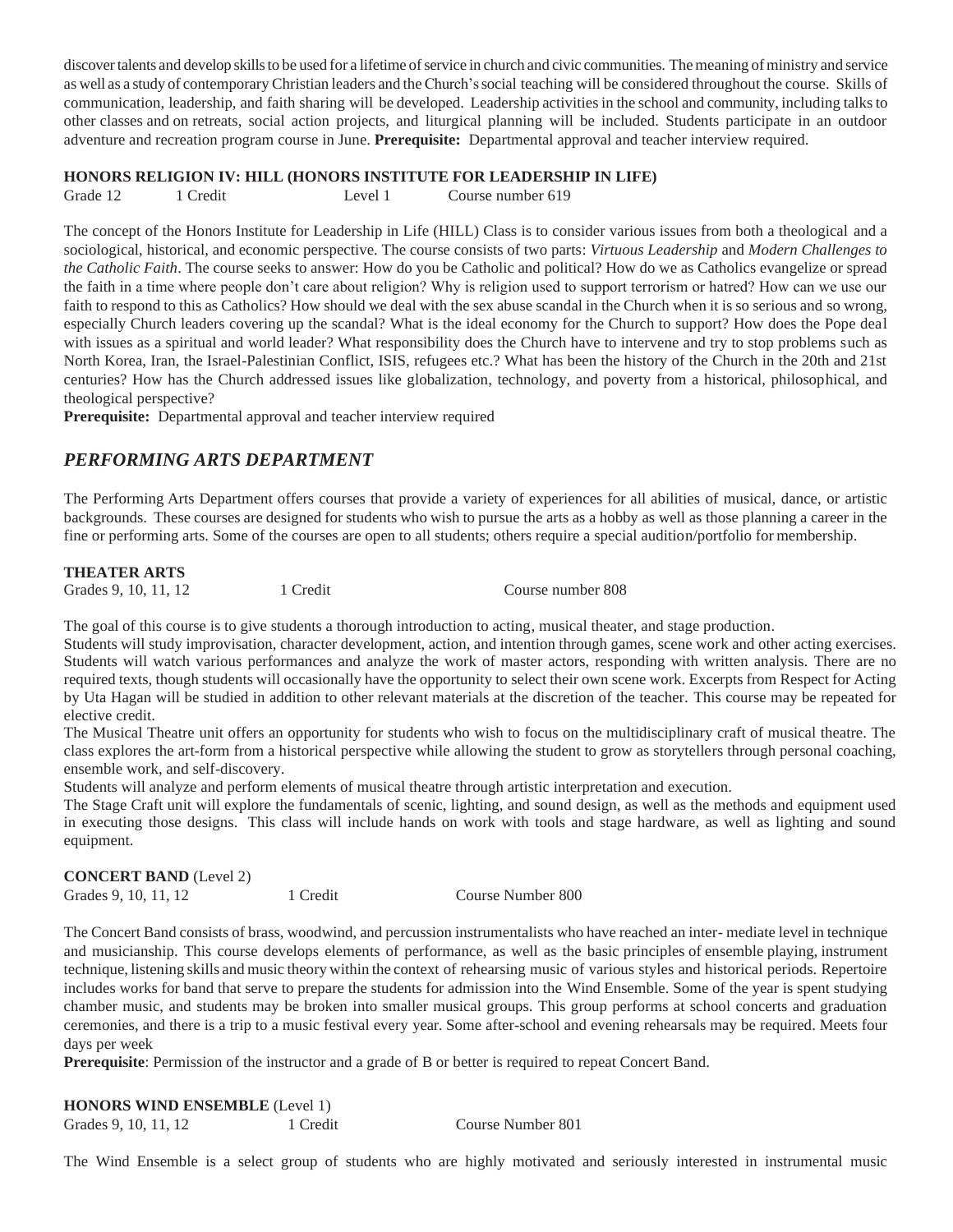discover talents and develop skills to be used for a lifetime of service in church and civic communities. The meaning of ministry and service as well as a study of contemporary Christian leaders and the Church's social teaching will be considered throughout the course. Skills of communication, leadership, and faith sharing will be developed. Leadership activities in the school and community, including talks to other classes and on retreats, social action projects, and liturgical planning will be included. Students participate in an outdoor adventure and recreation program course in June. **Prerequisite:** Departmental approval and teacher interview required.

**HONORS RELIGION IV: HILL (HONORS INSTITUTE FOR LEADERSHIP IN LIFE)**

Grade 12 &nbsp;&nbsp;&nbsp; 1 Credit &nbsp;&nbsp;&nbsp; Level 1 &nbsp;&nbsp;&nbsp; Course number 619

The concept of the Honors Institute for Leadership in Life (HILL) Class is to consider various issues from both a theological and a sociological, historical, and economic perspective. The course consists of two parts: *Virtuous Leadership* and *Modern Challenges to the Catholic Faith*. The course seeks to answer: How do you be Catholic and political? How do we as Catholics evangelize or spread the faith in a time where people don't care about religion? Why is religion used to support terrorism or hatred? How can we use our faith to respond to this as Catholics? How should we deal with the sex abuse scandal in the Church when it is so serious and so wrong, especially Church leaders covering up the scandal? What is the ideal economy for the Church to support? How does the Pope deal with issues as a spiritual and world leader? What responsibility does the Church have to intervene and try to stop problems such as North Korea, Iran, the Israel-Palestinian Conflict, ISIS, refugees etc.? What has been the history of the Church in the 20th and 21st centuries? How has the Church addressed issues like globalization, technology, and poverty from a historical, philosophical, and theological perspective?

**Prerequisite:** Departmental approval and teacher interview required

## *PERFORMING ARTS DEPARTMENT*

The Performing Arts Department offers courses that provide a variety of experiences for all abilities of musical, dance, or artistic backgrounds. These courses are designed for students who wish to pursue the arts as a hobby as well as those planning a career in the fine or performing arts. Some of the courses are open to all students; others require a special audition/portfolio for membership.

**THEATER ARTS**

Grades 9, 10, 11, 12 &nbsp;&nbsp;&nbsp; 1 Credit &nbsp;&nbsp;&nbsp; Course number 808

The goal of this course is to give students a thorough introduction to acting, musical theater, and stage production.

Students will study improvisation, character development, action, and intention through games, scene work and other acting exercises. Students will watch various performances and analyze the work of master actors, responding with written analysis. There are no required texts, though students will occasionally have the opportunity to select their own scene work. Excerpts from Respect for Acting by Uta Hagan will be studied in addition to other relevant materials at the discretion of the teacher. This course may be repeated for elective credit.

The Musical Theatre unit offers an opportunity for students who wish to focus on the multidisciplinary craft of musical theatre. The class explores the art-form from a historical perspective while allowing the student to grow as storytellers through personal coaching, ensemble work, and self-discovery.

Students will analyze and perform elements of musical theatre through artistic interpretation and execution.

The Stage Craft unit will explore the fundamentals of scenic, lighting, and sound design, as well as the methods and equipment used in executing those designs. This class will include hands on work with tools and stage hardware, as well as lighting and sound equipment.

**CONCERT BAND** (Level 2)

Grades 9, 10, 11, 12 &nbsp;&nbsp;&nbsp; 1 Credit &nbsp;&nbsp;&nbsp; Course Number 800

The Concert Band consists of brass, woodwind, and percussion instrumentalists who have reached an inter- mediate level in technique and musicianship. This course develops elements of performance, as well as the basic principles of ensemble playing, instrument technique, listening skills and music theory within the context of rehearsing music of various styles and historical periods. Repertoire includes works for band that serve to prepare the students for admission into the Wind Ensemble. Some of the year is spent studying chamber music, and students may be broken into smaller musical groups. This group performs at school concerts and graduation ceremonies, and there is a trip to a music festival every year. Some after-school and evening rehearsals may be required. Meets four days per week

**Prerequisite**: Permission of the instructor and a grade of B or better is required to repeat Concert Band.

**HONORS WIND ENSEMBLE** (Level 1)

Grades 9, 10, 11, 12 &nbsp;&nbsp;&nbsp; 1 Credit &nbsp;&nbsp;&nbsp; Course Number 801

The Wind Ensemble is a select group of students who are highly motivated and seriously interested in instrumental music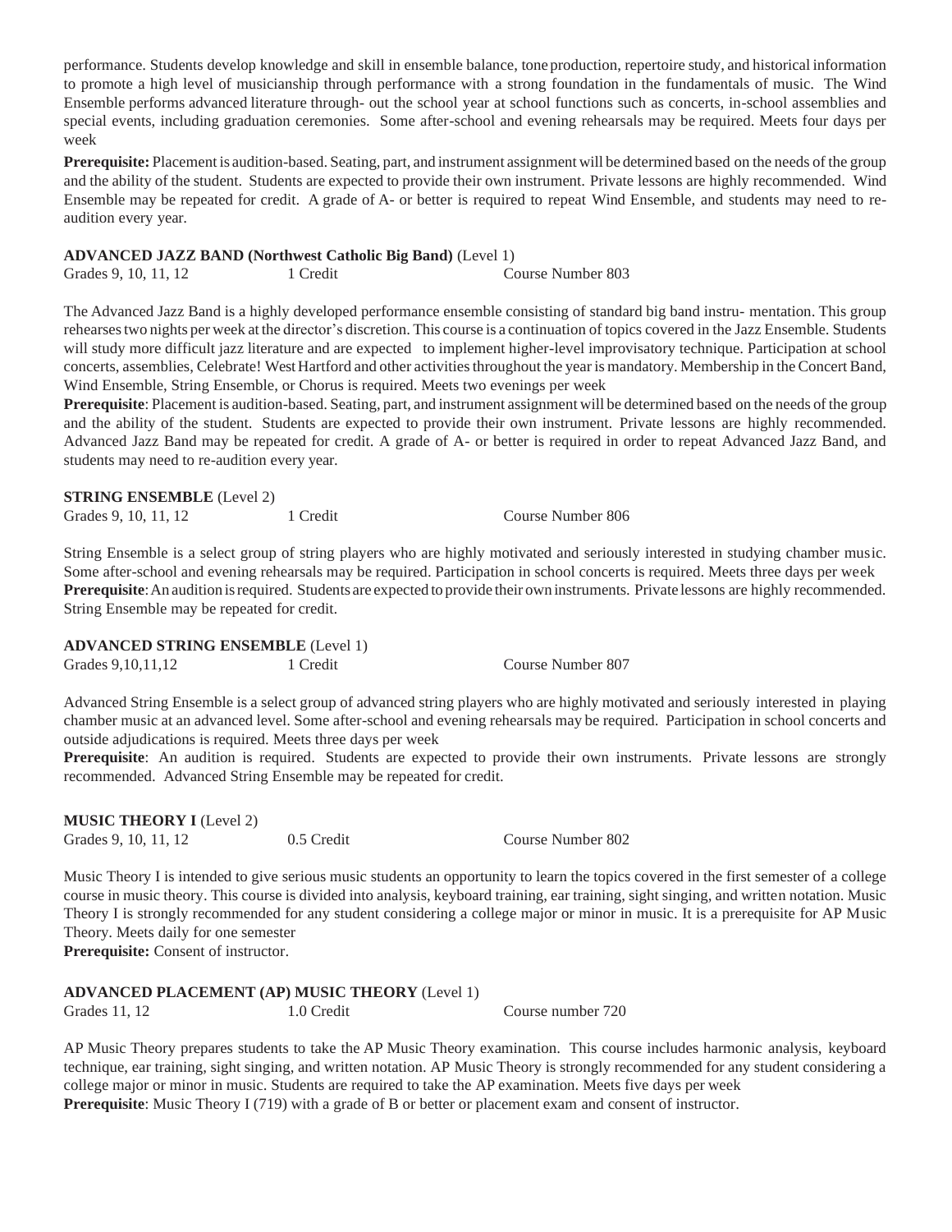performance. Students develop knowledge and skill in ensemble balance, tone production, repertoire study, and historical information to promote a high level of musicianship through performance with a strong foundation in the fundamentals of music. The Wind Ensemble performs advanced literature through- out the school year at school functions such as concerts, in-school assemblies and special events, including graduation ceremonies. Some after-school and evening rehearsals may be required. Meets four days per week

**Prerequisite:** Placement is audition-based. Seating, part, and instrument assignment will be determined based on the needs of the group and the ability of the student. Students are expected to provide their own instrument. Private lessons are highly recommended. Wind Ensemble may be repeated for credit. A grade of A- or better is required to repeat Wind Ensemble, and students may need to re-audition every year.

**ADVANCED JAZZ BAND (Northwest Catholic Big Band)** (Level 1)
Grades 9, 10, 11, 12 — 1 Credit — Course Number 803

The Advanced Jazz Band is a highly developed performance ensemble consisting of standard big band instru- mentation. This group rehearses two nights per week at the director's discretion. This course is a continuation of topics covered in the Jazz Ensemble. Students will study more difficult jazz literature and are expected to implement higher-level improvisatory technique. Participation at school concerts, assemblies, Celebrate! West Hartford and other activities throughout the year is mandatory. Membership in the Concert Band, Wind Ensemble, String Ensemble, or Chorus is required. Meets two evenings per week

**Prerequisite**: Placement is audition-based. Seating, part, and instrument assignment will be determined based on the needs of the group and the ability of the student. Students are expected to provide their own instrument. Private lessons are highly recommended. Advanced Jazz Band may be repeated for credit. A grade of A- or better is required in order to repeat Advanced Jazz Band, and students may need to re-audition every year.

**STRING ENSEMBLE** (Level 2)
Grades 9, 10, 11, 12 — 1 Credit — Course Number 806

String Ensemble is a select group of string players who are highly motivated and seriously interested in studying chamber music. Some after-school and evening rehearsals may be required. Participation in school concerts is required. Meets three days per week

**Prerequisite**: An audition is required. Students are expected to provide their own instruments. Private lessons are highly recommended. String Ensemble may be repeated for credit.

**ADVANCED STRING ENSEMBLE** (Level 1)
Grades 9,10,11,12 — 1 Credit — Course Number 807

Advanced String Ensemble is a select group of advanced string players who are highly motivated and seriously interested in playing chamber music at an advanced level. Some after-school and evening rehearsals may be required. Participation in school concerts and outside adjudications is required. Meets three days per week

**Prerequisite**: An audition is required. Students are expected to provide their own instruments. Private lessons are strongly recommended. Advanced String Ensemble may be repeated for credit.

**MUSIC THEORY I** (Level 2)
Grades 9, 10, 11, 12 — 0.5 Credit — Course Number 802

Music Theory I is intended to give serious music students an opportunity to learn the topics covered in the first semester of a college course in music theory. This course is divided into analysis, keyboard training, ear training, sight singing, and written notation. Music Theory I is strongly recommended for any student considering a college major or minor in music. It is a prerequisite for AP Music Theory. Meets daily for one semester

**Prerequisite:** Consent of instructor.

**ADVANCED PLACEMENT (AP) MUSIC THEORY** (Level 1)
Grades 11, 12 — 1.0 Credit — Course number 720

AP Music Theory prepares students to take the AP Music Theory examination. This course includes harmonic analysis, keyboard technique, ear training, sight singing, and written notation. AP Music Theory is strongly recommended for any student considering a college major or minor in music. Students are required to take the AP examination. Meets five days per week

**Prerequisite**: Music Theory I (719) with a grade of B or better or placement exam and consent of instructor.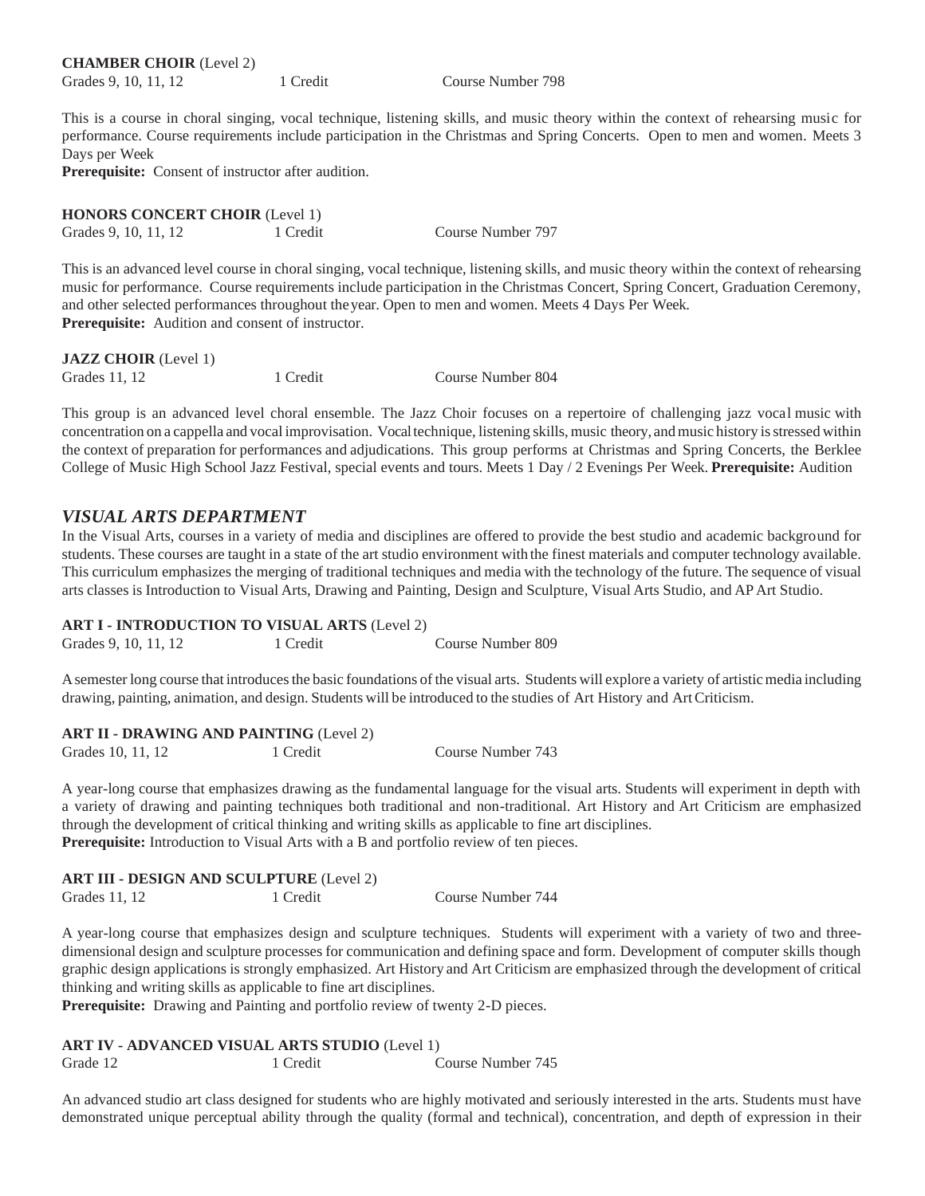**CHAMBER CHOIR** (Level 2)

Grades 9, 10, 11, 12 1 Credit Course Number 798

This is a course in choral singing, vocal technique, listening skills, and music theory within the context of rehearsing music for performance. Course requirements include participation in the Christmas and Spring Concerts. Open to men and women. Meets 3 Days per Week

**Prerequisite:** Consent of instructor after audition.

**HONORS CONCERT CHOIR** (Level 1)

Grades 9, 10, 11, 12 1 Credit Course Number 797

This is an advanced level course in choral singing, vocal technique, listening skills, and music theory within the context of rehearsing music for performance. Course requirements include participation in the Christmas Concert, Spring Concert, Graduation Ceremony, and other selected performances throughout the year. Open to men and women. Meets 4 Days Per Week.

**Prerequisite:** Audition and consent of instructor.

**JAZZ CHOIR** (Level 1)

Grades 11, 12 1 Credit Course Number 804

This group is an advanced level choral ensemble. The Jazz Choir focuses on a repertoire of challenging jazz vocal music with concentration on a cappella and vocal improvisation. Vocal technique, listening skills, music theory, and music history is stressed within the context of preparation for performances and adjudications. This group performs at Christmas and Spring Concerts, the Berklee College of Music High School Jazz Festival, special events and tours. Meets 1 Day / 2 Evenings Per Week. **Prerequisite:** Audition

## *VISUAL ARTS DEPARTMENT*

In the Visual Arts, courses in a variety of media and disciplines are offered to provide the best studio and academic background for students. These courses are taught in a state of the art studio environment with the finest materials and computer technology available. This curriculum emphasizes the merging of traditional techniques and media with the technology of the future. The sequence of visual arts classes is Introduction to Visual Arts, Drawing and Painting, Design and Sculpture, Visual Arts Studio, and AP Art Studio.

**ART I - INTRODUCTION TO VISUAL ARTS** (Level 2)

Grades 9, 10, 11, 12 1 Credit Course Number 809

A semester long course that introduces the basic foundations of the visual arts. Students will explore a variety of artistic media including drawing, painting, animation, and design. Students will be introduced to the studies of Art History and Art Criticism.

**ART II - DRAWING AND PAINTING** (Level 2)

Grades 10, 11, 12 1 Credit Course Number 743

A year-long course that emphasizes drawing as the fundamental language for the visual arts. Students will experiment in depth with a variety of drawing and painting techniques both traditional and non-traditional. Art History and Art Criticism are emphasized through the development of critical thinking and writing skills as applicable to fine art disciplines.

**Prerequisite:** Introduction to Visual Arts with a B and portfolio review of ten pieces.

**ART III - DESIGN AND SCULPTURE** (Level 2)

Grades 11, 12 1 Credit Course Number 744

A year-long course that emphasizes design and sculpture techniques. Students will experiment with a variety of two and three-dimensional design and sculpture processes for communication and defining space and form. Development of computer skills though graphic design applications is strongly emphasized. Art History and Art Criticism are emphasized through the development of critical thinking and writing skills as applicable to fine art disciplines.

**Prerequisite:** Drawing and Painting and portfolio review of twenty 2-D pieces.

**ART IV - ADVANCED VISUAL ARTS STUDIO** (Level 1)

Grade 12 1 Credit Course Number 745

An advanced studio art class designed for students who are highly motivated and seriously interested in the arts. Students must have demonstrated unique perceptual ability through the quality (formal and technical), concentration, and depth of expression in their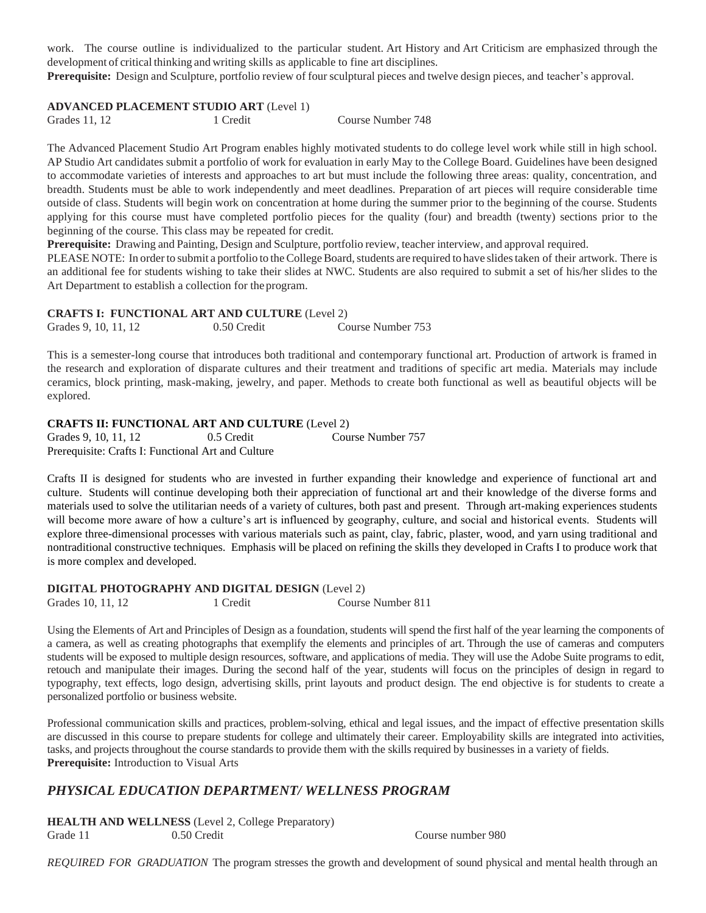work. The course outline is individualized to the particular student. Art History and Art Criticism are emphasized through the development of critical thinking and writing skills as applicable to fine art disciplines.
**Prerequisite:** Design and Sculpture, portfolio review of four sculptural pieces and twelve design pieces, and teacher's approval.

**ADVANCED PLACEMENT STUDIO ART** (Level 1)
Grades 11, 12 1 Credit Course Number 748

The Advanced Placement Studio Art Program enables highly motivated students to do college level work while still in high school. AP Studio Art candidates submit a portfolio of work for evaluation in early May to the College Board. Guidelines have been designed to accommodate varieties of interests and approaches to art but must include the following three areas: quality, concentration, and breadth. Students must be able to work independently and meet deadlines. Preparation of art pieces will require considerable time outside of class. Students will begin work on concentration at home during the summer prior to the beginning of the course. Students applying for this course must have completed portfolio pieces for the quality (four) and breadth (twenty) sections prior to the beginning of the course. This class may be repeated for credit.
**Prerequisite:** Drawing and Painting, Design and Sculpture, portfolio review, teacher interview, and approval required.
PLEASE NOTE: In order to submit a portfolio to the College Board, students are required to have slides taken of their artwork. There is an additional fee for students wishing to take their slides at NWC. Students are also required to submit a set of his/her slides to the Art Department to establish a collection for the program.

**CRAFTS I: FUNCTIONAL ART AND CULTURE** (Level 2)
Grades 9, 10, 11, 12 0.50 Credit Course Number 753

This is a semester-long course that introduces both traditional and contemporary functional art. Production of artwork is framed in the research and exploration of disparate cultures and their treatment and traditions of specific art media. Materials may include ceramics, block printing, mask-making, jewelry, and paper. Methods to create both functional as well as beautiful objects will be explored.

**CRAFTS II: FUNCTIONAL ART AND CULTURE** (Level 2)
Grades 9, 10, 11, 12 0.5 Credit Course Number 757
Prerequisite: Crafts I: Functional Art and Culture

Crafts II is designed for students who are invested in further expanding their knowledge and experience of functional art and culture. Students will continue developing both their appreciation of functional art and their knowledge of the diverse forms and materials used to solve the utilitarian needs of a variety of cultures, both past and present. Through art-making experiences students will become more aware of how a culture's art is influenced by geography, culture, and social and historical events. Students will explore three-dimensional processes with various materials such as paint, clay, fabric, plaster, wood, and yarn using traditional and nontraditional constructive techniques. Emphasis will be placed on refining the skills they developed in Crafts I to produce work that is more complex and developed.

**DIGITAL PHOTOGRAPHY AND DIGITAL DESIGN** (Level 2)
Grades 10, 11, 12 1 Credit Course Number 811

Using the Elements of Art and Principles of Design as a foundation, students will spend the first half of the year learning the components of a camera, as well as creating photographs that exemplify the elements and principles of art. Through the use of cameras and computers students will be exposed to multiple design resources, software, and applications of media. They will use the Adobe Suite programs to edit, retouch and manipulate their images. During the second half of the year, students will focus on the principles of design in regard to typography, text effects, logo design, advertising skills, print layouts and product design. The end objective is for students to create a personalized portfolio or business website.

Professional communication skills and practices, problem-solving, ethical and legal issues, and the impact of effective presentation skills are discussed in this course to prepare students for college and ultimately their career. Employability skills are integrated into activities, tasks, and projects throughout the course standards to provide them with the skills required by businesses in a variety of fields.
**Prerequisite:** Introduction to Visual Arts

## *PHYSICAL EDUCATION DEPARTMENT/ WELLNESS PROGRAM*

**HEALTH AND WELLNESS** (Level 2, College Preparatory)
Grade 11 0.50 Credit Course number 980

*REQUIRED FOR GRADUATION* The program stresses the growth and development of sound physical and mental health through an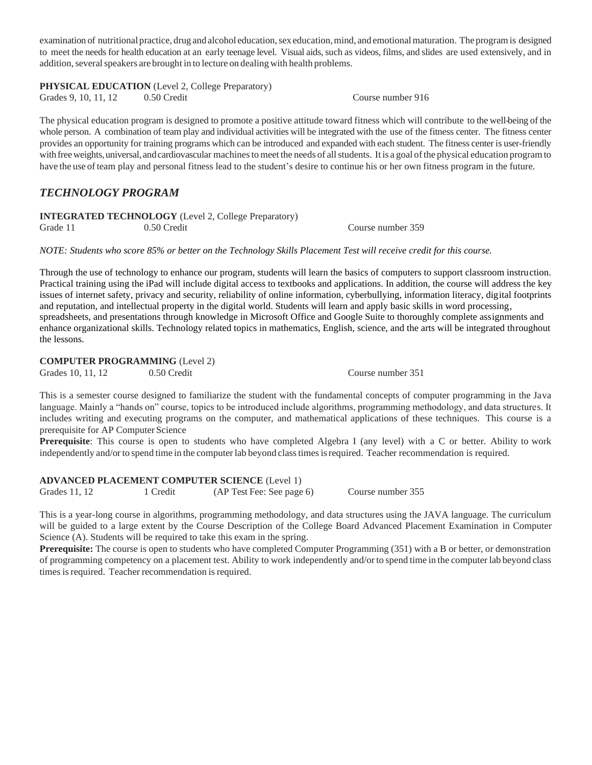examination of nutritional practice, drug and alcohol education, sex education, mind, and emotional maturation. The program is designed to meet the needs for health education at an early teenage level. Visual aids, such as videos, films, and slides are used extensively, and in addition, several speakers are brought in to lecture on dealing with health problems.

**PHYSICAL EDUCATION** (Level 2, College Preparatory)
Grades 9, 10, 11, 12 0.50 Credit Course number 916

The physical education program is designed to promote a positive attitude toward fitness which will contribute to the well-being of the whole person. A combination of team play and individual activities will be integrated with the use of the fitness center. The fitness center provides an opportunity for training programs which can be introduced and expanded with each student. The fitness center is user-friendly with free weights, universal, and cardiovascular machines to meet the needs of all students. It is a goal of the physical education program to have the use of team play and personal fitness lead to the student's desire to continue his or her own fitness program in the future.

## *TECHNOLOGY PROGRAM*

**INTEGRATED TECHNOLOGY** (Level 2, College Preparatory)
Grade 11 0.50 Credit Course number 359

*NOTE: Students who score 85% or better on the Technology Skills Placement Test will receive credit for this course.*

Through the use of technology to enhance our program, students will learn the basics of computers to support classroom instruction. Practical training using the iPad will include digital access to textbooks and applications. In addition, the course will address the key issues of internet safety, privacy and security, reliability of online information, cyberbullying, information literacy, digital footprints and reputation, and intellectual property in the digital world. Students will learn and apply basic skills in word processing, spreadsheets, and presentations through knowledge in Microsoft Office and Google Suite to thoroughly complete assignments and enhance organizational skills. Technology related topics in mathematics, English, science, and the arts will be integrated throughout the lessons.

**COMPUTER PROGRAMMING** (Level 2)
Grades 10, 11, 12 0.50 Credit Course number 351

This is a semester course designed to familiarize the student with the fundamental concepts of computer programming in the Java language. Mainly a "hands on" course, topics to be introduced include algorithms, programming methodology, and data structures. It includes writing and executing programs on the computer, and mathematical applications of these techniques. This course is a prerequisite for AP Computer Science
**Prerequisite**: This course is open to students who have completed Algebra I (any level) with a C or better. Ability to work independently and/or to spend time in the computer lab beyond class times is required. Teacher recommendation is required.

**ADVANCED PLACEMENT COMPUTER SCIENCE** (Level 1)
Grades 11, 12 1 Credit (AP Test Fee: See page 6) Course number 355

This is a year-long course in algorithms, programming methodology, and data structures using the JAVA language. The curriculum will be guided to a large extent by the Course Description of the College Board Advanced Placement Examination in Computer Science (A). Students will be required to take this exam in the spring.
**Prerequisite:** The course is open to students who have completed Computer Programming (351) with a B or better, or demonstration of programming competency on a placement test. Ability to work independently and/or to spend time in the computer lab beyond class times is required. Teacher recommendation is required.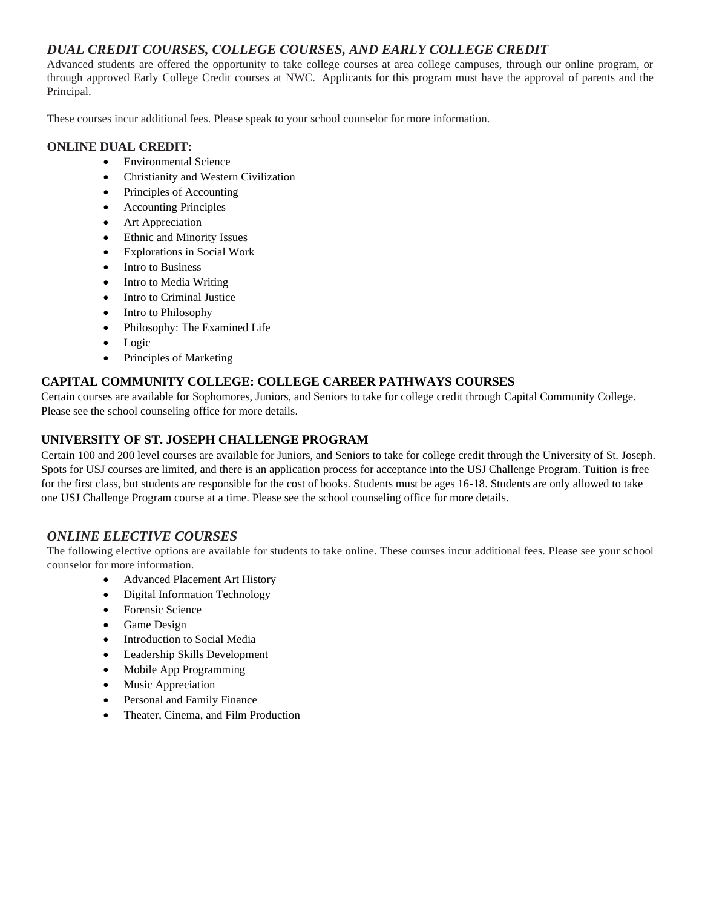## *DUAL CREDIT COURSES, COLLEGE COURSES, AND EARLY COLLEGE CREDIT*

Advanced students are offered the opportunity to take college courses at area college campuses, through our online program, or through approved Early College Credit courses at NWC. Applicants for this program must have the approval of parents and the Principal.

These courses incur additional fees. Please speak to your school counselor for more information.

### ONLINE DUAL CREDIT:

- Environmental Science
- Christianity and Western Civilization
- Principles of Accounting
- Accounting Principles
- Art Appreciation
- Ethnic and Minority Issues
- Explorations in Social Work
- Intro to Business
- Intro to Media Writing
- Intro to Criminal Justice
- Intro to Philosophy
- Philosophy: The Examined Life
- Logic
- Principles of Marketing

### CAPITAL COMMUNITY COLLEGE: COLLEGE CAREER PATHWAYS COURSES

Certain courses are available for Sophomores, Juniors, and Seniors to take for college credit through Capital Community College. Please see the school counseling office for more details.

### UNIVERSITY OF ST. JOSEPH CHALLENGE PROGRAM

Certain 100 and 200 level courses are available for Juniors, and Seniors to take for college credit through the University of St. Joseph. Spots for USJ courses are limited, and there is an application process for acceptance into the USJ Challenge Program. Tuition is free for the first class, but students are responsible for the cost of books. Students must be ages 16-18. Students are only allowed to take one USJ Challenge Program course at a time. Please see the school counseling office for more details.

## *ONLINE ELECTIVE COURSES*

The following elective options are available for students to take online. These courses incur additional fees. Please see your school counselor for more information.

- Advanced Placement Art History
- Digital Information Technology
- Forensic Science
- Game Design
- Introduction to Social Media
- Leadership Skills Development
- Mobile App Programming
- Music Appreciation
- Personal and Family Finance
- Theater, Cinema, and Film Production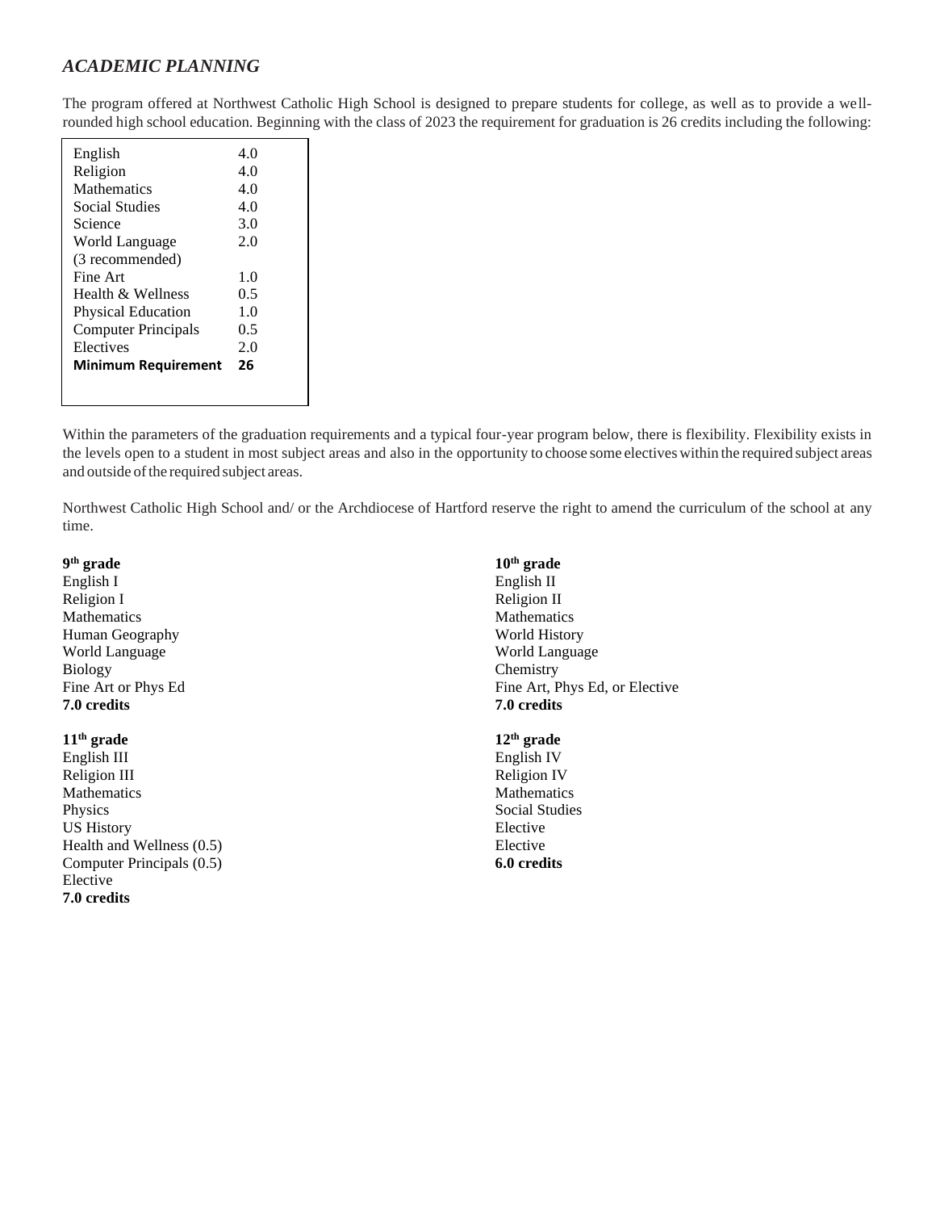## *ACADEMIC PLANNING*

The program offered at Northwest Catholic High School is designed to prepare students for college, as well as to provide a well-rounded high school education. Beginning with the class of 2023 the requirement for graduation is 26 credits including the following:

| | |
|---|---|
| English | 4.0 |
| Religion | 4.0 |
| Mathematics | 4.0 |
| Social Studies | 4.0 |
| Science | 3.0 |
| World Language (3 recommended) | 2.0 |
| Fine Art | 1.0 |
| Health & Wellness | 0.5 |
| Physical Education | 1.0 |
| Computer Principals | 0.5 |
| Electives | 2.0 |
| **Minimum Requirement** | **26** |

Within the parameters of the graduation requirements and a typical four-year program below, there is flexibility. Flexibility exists in the levels open to a student in most subject areas and also in the opportunity to choose some electives within the required subject areas and outside of the required subject areas.

Northwest Catholic High School and/ or the Archdiocese of Hartford reserve the right to amend the curriculum of the school at any time.

**9th grade**
English I
Religion I
Mathematics
Human Geography
World Language
Biology
Fine Art or Phys Ed
**7.0 credits**

**10th grade**
English II
Religion II
Mathematics
World History
World Language
Chemistry
Fine Art, Phys Ed, or Elective
**7.0 credits**

**11th grade**
English III
Religion III
Mathematics
Physics
US History
Health and Wellness (0.5)
Computer Principals (0.5)
Elective
**7.0 credits**

**12th grade**
English IV
Religion IV
Mathematics
Social Studies
Elective
Elective
**6.0 credits**